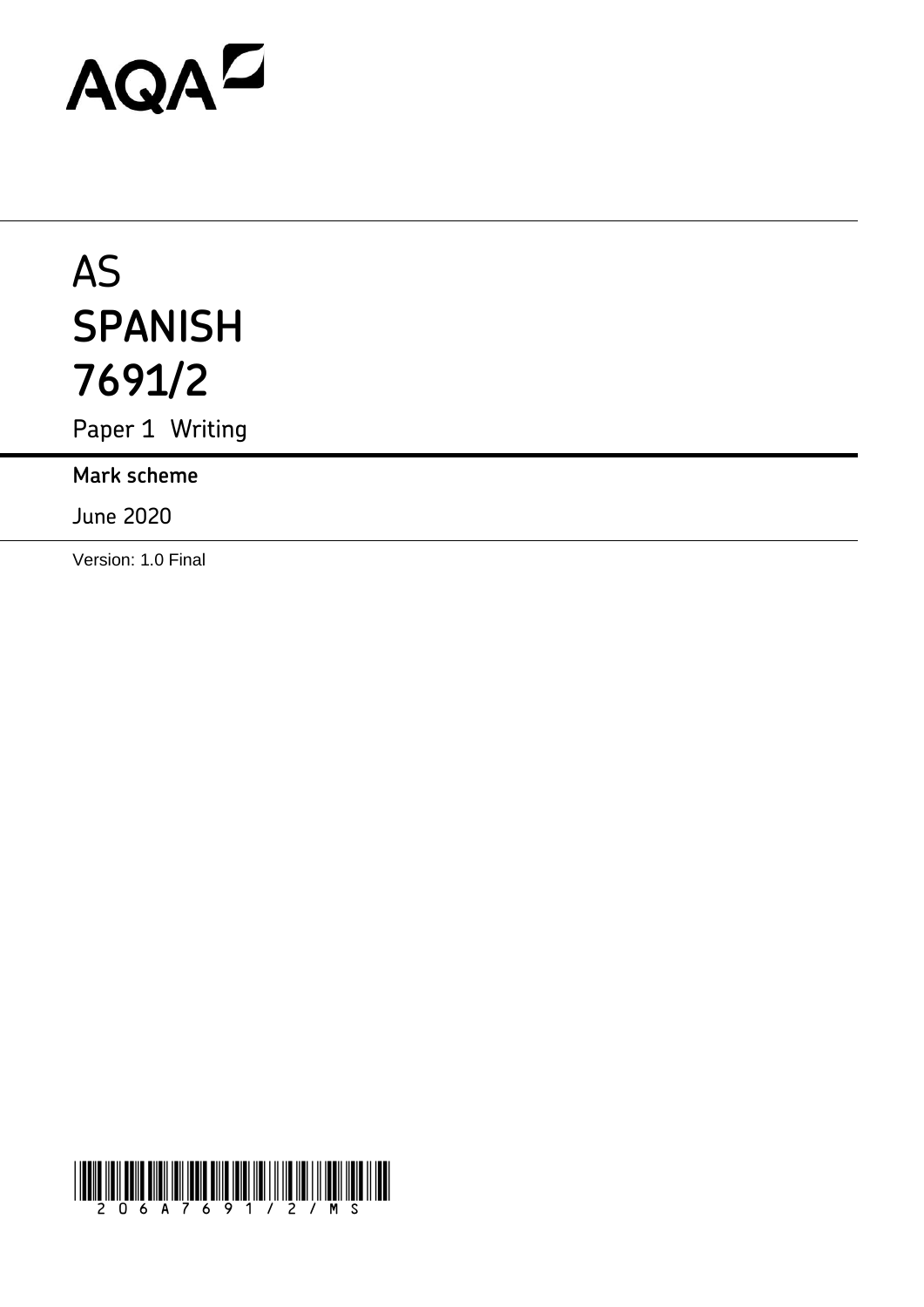AQA

# AS SPANISH 7691/2

Paper 1 Writing

**Mark scheme**

June 2020

Version: 1.0 Final

206A7691/2/MS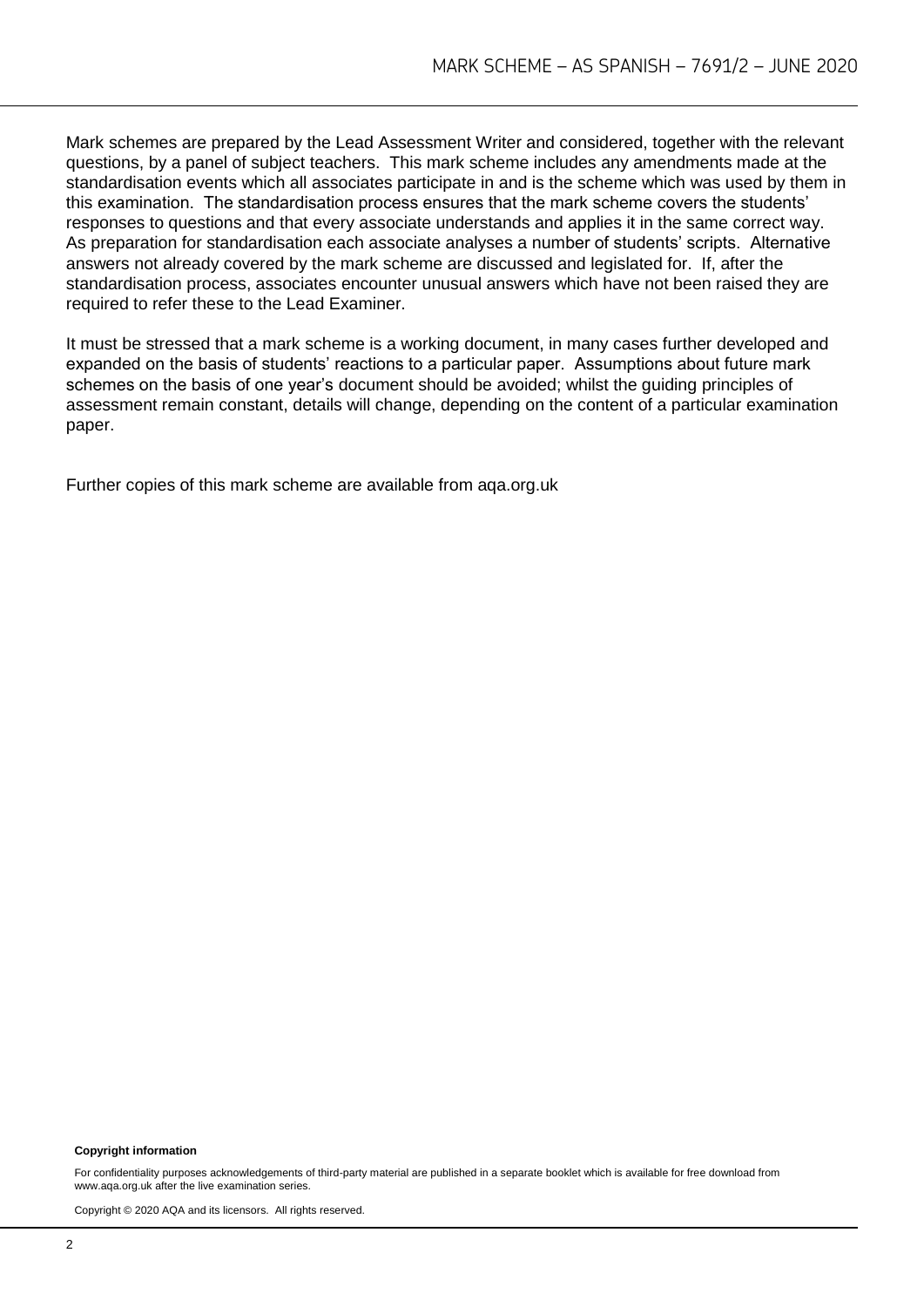Mark schemes are prepared by the Lead Assessment Writer and considered, together with the relevant questions, by a panel of subject teachers. This mark scheme includes any amendments made at the standardisation events which all associates participate in and is the scheme which was used by them in this examination. The standardisation process ensures that the mark scheme covers the students' responses to questions and that every associate understands and applies it in the same correct way. As preparation for standardisation each associate analyses a number of students' scripts. Alternative answers not already covered by the mark scheme are discussed and legislated for. If, after the standardisation process, associates encounter unusual answers which have not been raised they are required to refer these to the Lead Examiner.

It must be stressed that a mark scheme is a working document, in many cases further developed and expanded on the basis of students' reactions to a particular paper. Assumptions about future mark schemes on the basis of one year's document should be avoided; whilst the guiding principles of assessment remain constant, details will change, depending on the content of a particular examination paper.

Further copies of this mark scheme are available from aqa.org.uk

**Copyright information**

For confidentiality purposes acknowledgements of third-party material are published in a separate booklet which is available for free download from www.aqa.org.uk after the live examination series.

Copyright © 2020 AQA and its licensors. All rights reserved.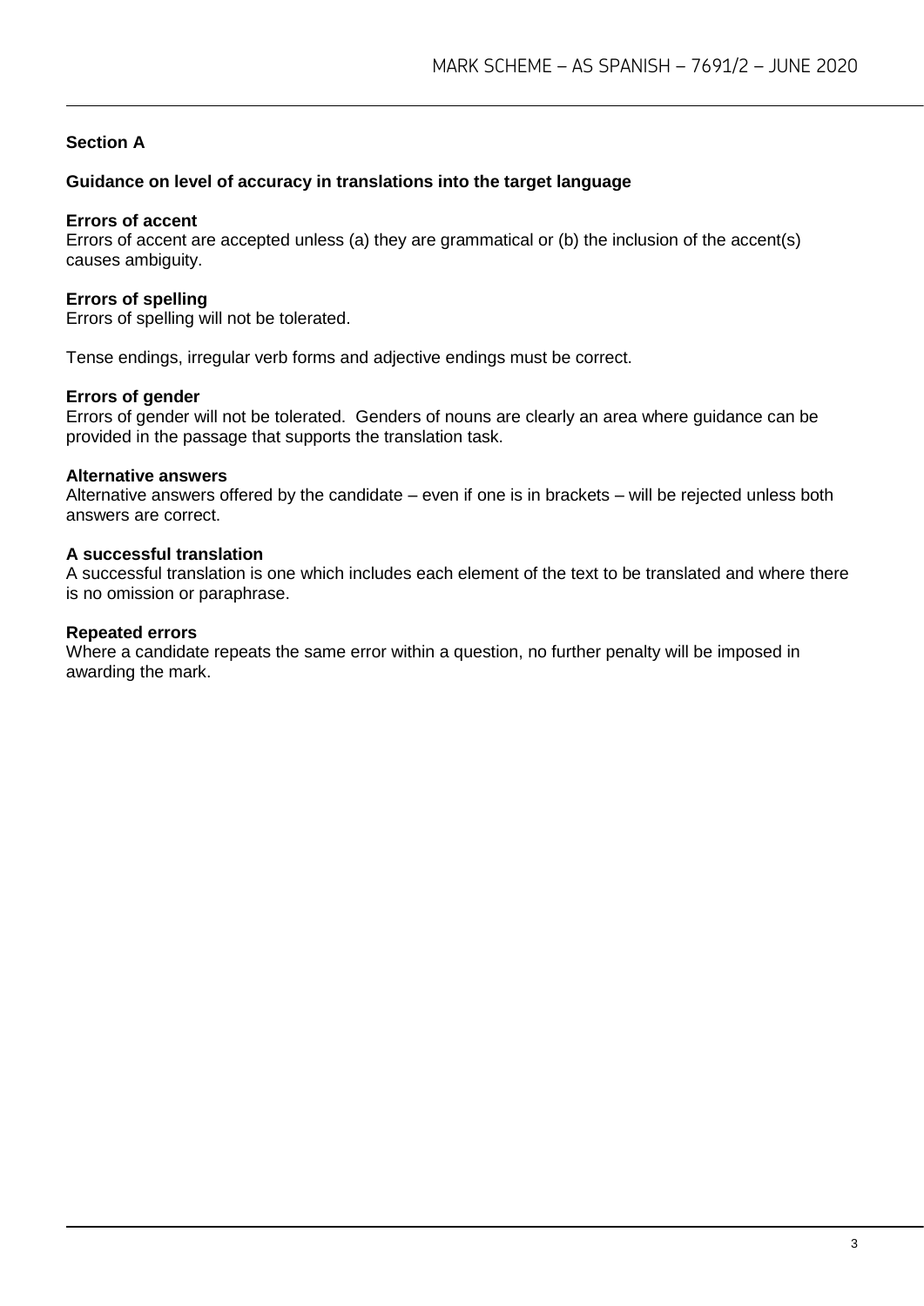## Section A

### Guidance on level of accuracy in translations into the target language

**Errors of accent**
Errors of accent are accepted unless (a) they are grammatical or (b) the inclusion of the accent(s) causes ambiguity.

**Errors of spelling**
Errors of spelling will not be tolerated.

Tense endings, irregular verb forms and adjective endings must be correct.

**Errors of gender**
Errors of gender will not be tolerated. Genders of nouns are clearly an area where guidance can be provided in the passage that supports the translation task.

**Alternative answers**
Alternative answers offered by the candidate – even if one is in brackets – will be rejected unless both answers are correct.

**A successful translation**
A successful translation is one which includes each element of the text to be translated and where there is no omission or paraphrase.

**Repeated errors**
Where a candidate repeats the same error within a question, no further penalty will be imposed in awarding the mark.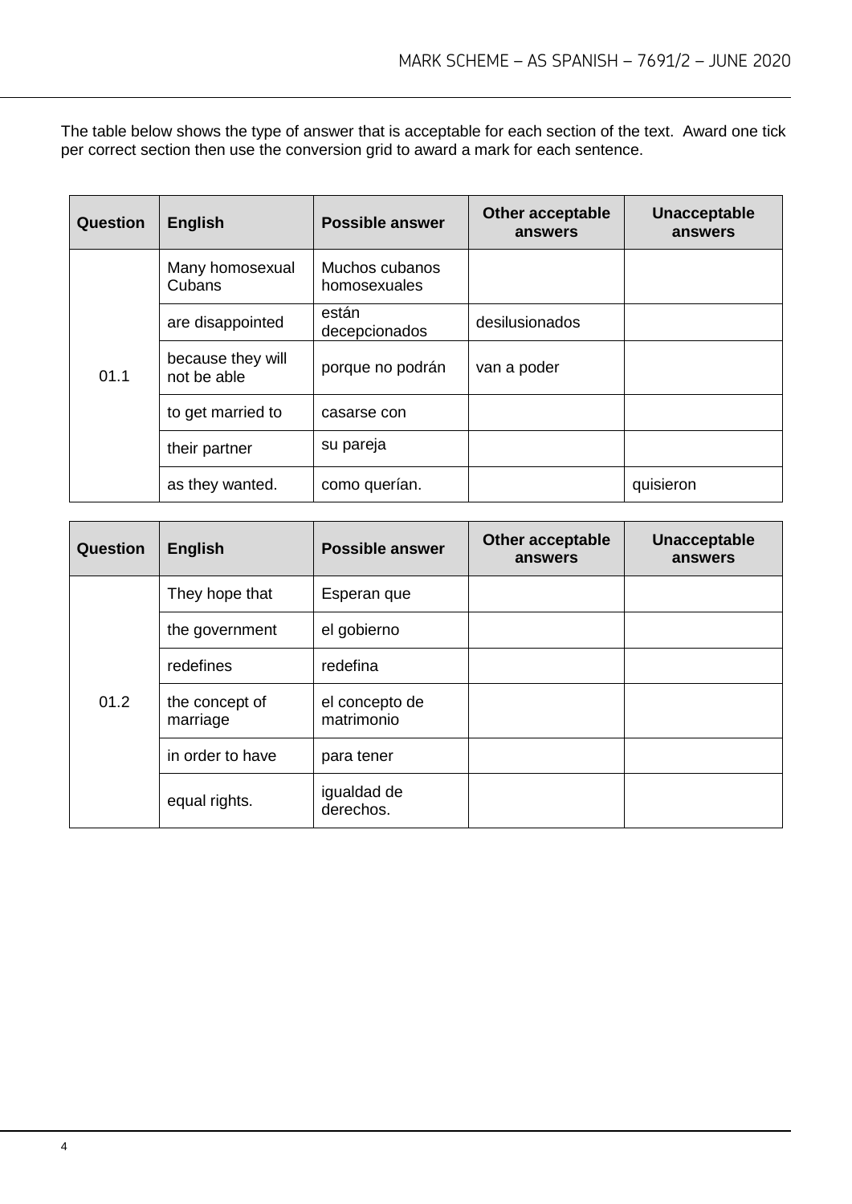The table below shows the type of answer that is acceptable for each section of the text. Award one tick per correct section then use the conversion grid to award a mark for each sentence.

| Question | English | Possible answer | Other acceptable answers | Unacceptable answers |
| --- | --- | --- | --- | --- |
| 01.1 | Many homosexual Cubans | Muchos cubanos homosexuales | | |
| | are disappointed | están decepcionados | desilusionados | |
| | because they will not be able | porque no podrán | van a poder | |
| | to get married to | casarse con | | |
| | their partner | su pareja | | |
| | as they wanted. | como querían. | | quisieron |

| Question | English | Possible answer | Other acceptable answers | Unacceptable answers |
| --- | --- | --- | --- | --- |
| 01.2 | They hope that | Esperan que | | |
| | the government | el gobierno | | |
| | redefines | redefina | | |
| | the concept of marriage | el concepto de matrimonio | | |
| | in order to have | para tener | | |
| | equal rights. | igualdad de derechos. | | |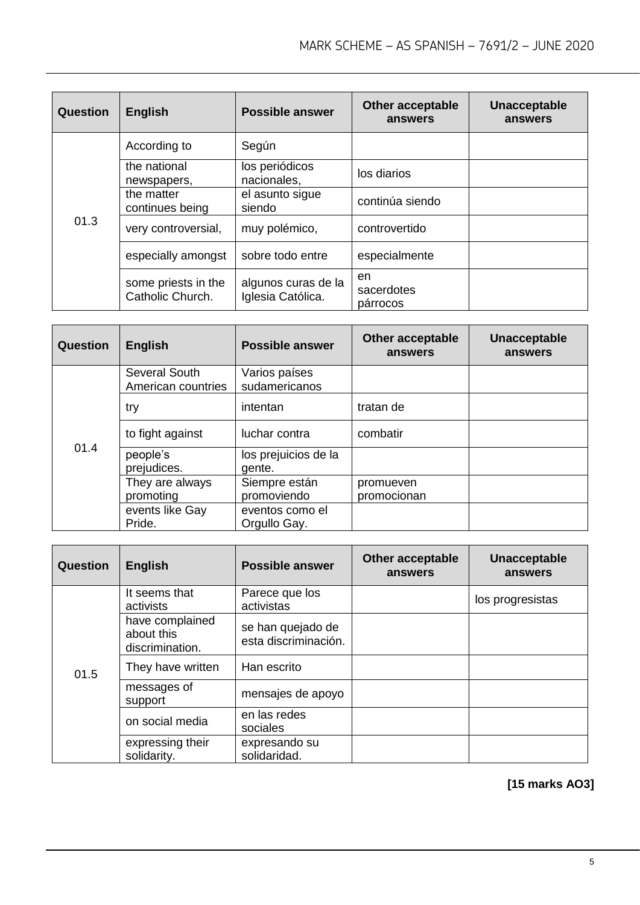| Question | English | Possible answer | Other acceptable answers | Unacceptable answers |
|---|---|---|---|---|
| 01.3 | According to | Según | | |
| | the national newspapers, | los periódicos nacionales, | los diarios | |
| | the matter continues being | el asunto sigue siendo | continúa siendo | |
| | very controversial, | muy polémico, | controvertido | |
| | especially amongst | sobre todo entre | especialmente | |
| | some priests in the Catholic Church. | algunos curas de la Iglesia Católica. | en<br>sacerdotes<br>párrocos | |

| Question | English | Possible answer | Other acceptable answers | Unacceptable answers |
|---|---|---|---|---|
| 01.4 | Several South American countries | Varios países sudamericanos | | |
| | try | intentan | tratan de | |
| | to fight against | luchar contra | combatir | |
| | people's prejudices. | los prejuicios de la gente. | | |
| | They are always promoting | Siempre están promoviendo | promueven<br>promocionan | |
| | events like Gay Pride. | eventos como el Orgullo Gay. | | |

| Question | English | Possible answer | Other acceptable answers | Unacceptable answers |
|---|---|---|---|---|
| 01.5 | It seems that activists | Parece que los activistas | | los progresistas |
| | have complained about this discrimination. | se han quejado de esta discriminación. | | |
| | They have written | Han escrito | | |
| | messages of support | mensajes de apoyo | | |
| | on social media | en las redes sociales | | |
| | expressing their solidarity. | expresando su solidaridad. | | |

**[15 marks AO3]**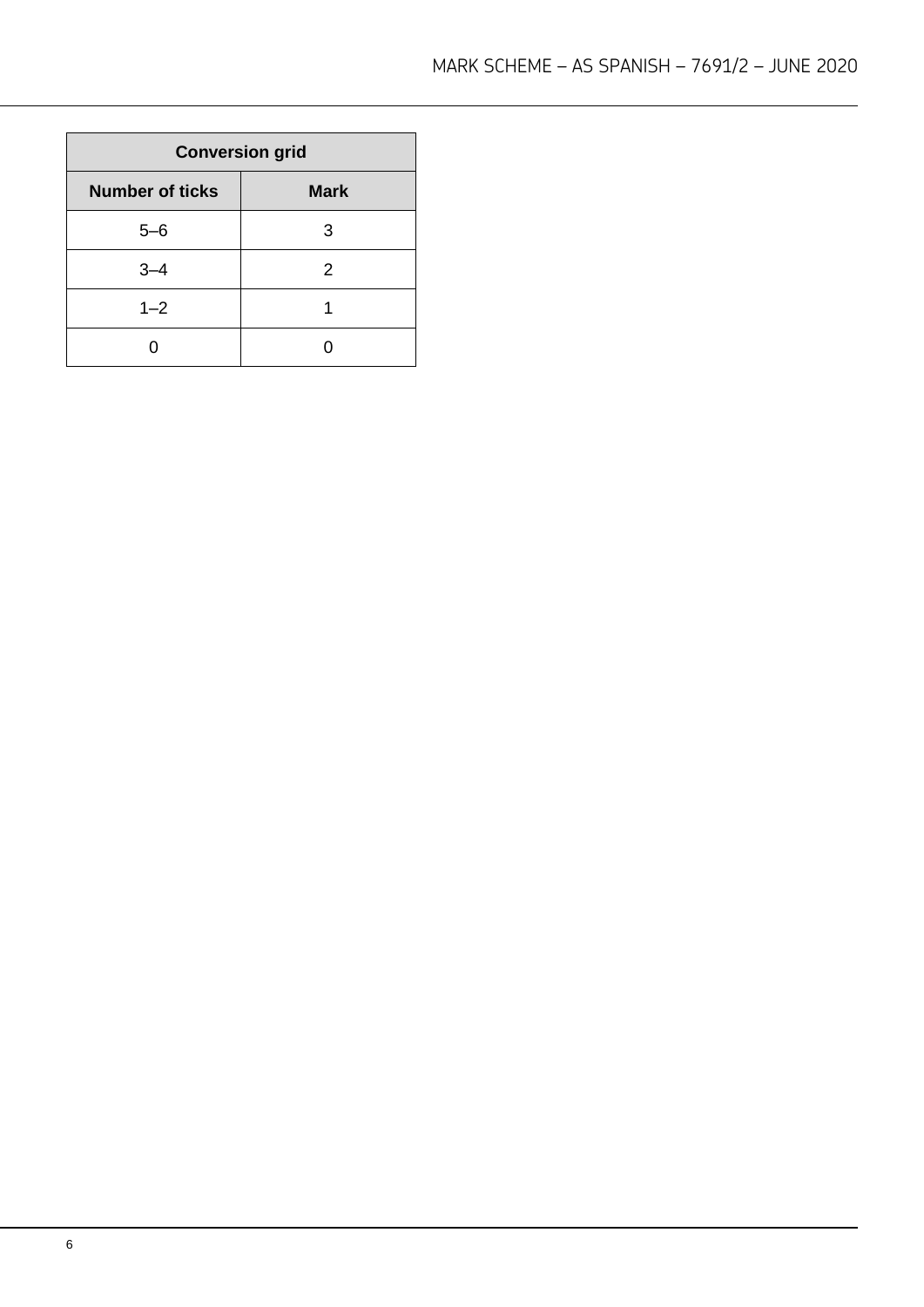| Conversion grid | |
|---|---|
| **Number of ticks** | **Mark** |
| 5–6 | 3 |
| 3–4 | 2 |
| 1–2 | 1 |
| 0 | 0 |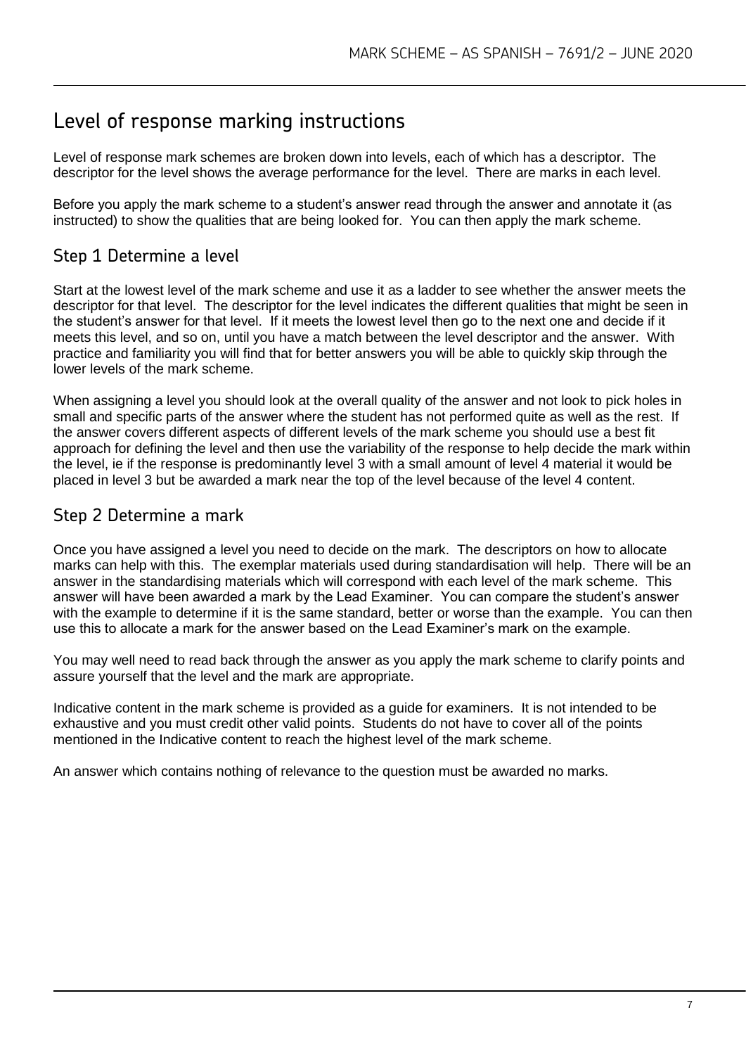# Level of response marking instructions

Level of response mark schemes are broken down into levels, each of which has a descriptor. The descriptor for the level shows the average performance for the level. There are marks in each level.

Before you apply the mark scheme to a student's answer read through the answer and annotate it (as instructed) to show the qualities that are being looked for. You can then apply the mark scheme.

## Step 1 Determine a level

Start at the lowest level of the mark scheme and use it as a ladder to see whether the answer meets the descriptor for that level. The descriptor for the level indicates the different qualities that might be seen in the student's answer for that level. If it meets the lowest level then go to the next one and decide if it meets this level, and so on, until you have a match between the level descriptor and the answer. With practice and familiarity you will find that for better answers you will be able to quickly skip through the lower levels of the mark scheme.

When assigning a level you should look at the overall quality of the answer and not look to pick holes in small and specific parts of the answer where the student has not performed quite as well as the rest. If the answer covers different aspects of different levels of the mark scheme you should use a best fit approach for defining the level and then use the variability of the response to help decide the mark within the level, ie if the response is predominantly level 3 with a small amount of level 4 material it would be placed in level 3 but be awarded a mark near the top of the level because of the level 4 content.

## Step 2 Determine a mark

Once you have assigned a level you need to decide on the mark. The descriptors on how to allocate marks can help with this. The exemplar materials used during standardisation will help. There will be an answer in the standardising materials which will correspond with each level of the mark scheme. This answer will have been awarded a mark by the Lead Examiner. You can compare the student's answer with the example to determine if it is the same standard, better or worse than the example. You can then use this to allocate a mark for the answer based on the Lead Examiner's mark on the example.

You may well need to read back through the answer as you apply the mark scheme to clarify points and assure yourself that the level and the mark are appropriate.

Indicative content in the mark scheme is provided as a guide for examiners. It is not intended to be exhaustive and you must credit other valid points. Students do not have to cover all of the points mentioned in the Indicative content to reach the highest level of the mark scheme.

An answer which contains nothing of relevance to the question must be awarded no marks.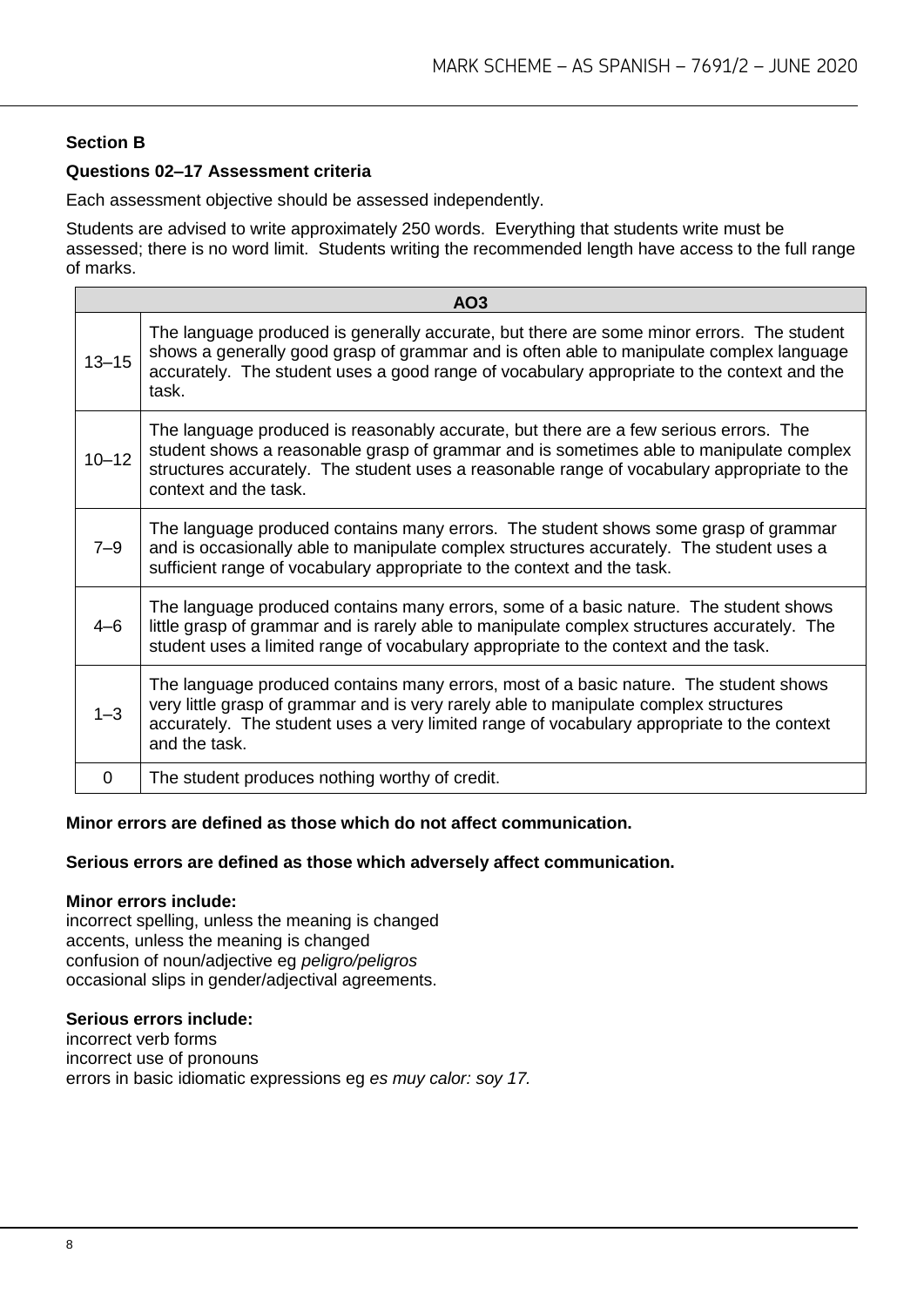## Section B

### Questions 02–17 Assessment criteria

Each assessment objective should be assessed independently.

Students are advised to write approximately 250 words. Everything that students write must be assessed; there is no word limit. Students writing the recommended length have access to the full range of marks.

| AO3 | |
|---|---|
| 13–15 | The language produced is generally accurate, but there are some minor errors. The student shows a generally good grasp of grammar and is often able to manipulate complex language accurately. The student uses a good range of vocabulary appropriate to the context and the task. |
| 10–12 | The language produced is reasonably accurate, but there are a few serious errors. The student shows a reasonable grasp of grammar and is sometimes able to manipulate complex structures accurately. The student uses a reasonable range of vocabulary appropriate to the context and the task. |
| 7–9 | The language produced contains many errors. The student shows some grasp of grammar and is occasionally able to manipulate complex structures accurately. The student uses a sufficient range of vocabulary appropriate to the context and the task. |
| 4–6 | The language produced contains many errors, some of a basic nature. The student shows little grasp of grammar and is rarely able to manipulate complex structures accurately. The student uses a limited range of vocabulary appropriate to the context and the task. |
| 1–3 | The language produced contains many errors, most of a basic nature. The student shows very little grasp of grammar and is very rarely able to manipulate complex structures accurately. The student uses a very limited range of vocabulary appropriate to the context and the task. |
| 0 | The student produces nothing worthy of credit. |

**Minor errors are defined as those which do not affect communication.**

**Serious errors are defined as those which adversely affect communication.**

**Minor errors include:**
incorrect spelling, unless the meaning is changed
accents, unless the meaning is changed
confusion of noun/adjective eg *peligro/peligros*
occasional slips in gender/adjectival agreements.

**Serious errors include:**
incorrect verb forms
incorrect use of pronouns
errors in basic idiomatic expressions eg *es muy calor: soy 17.*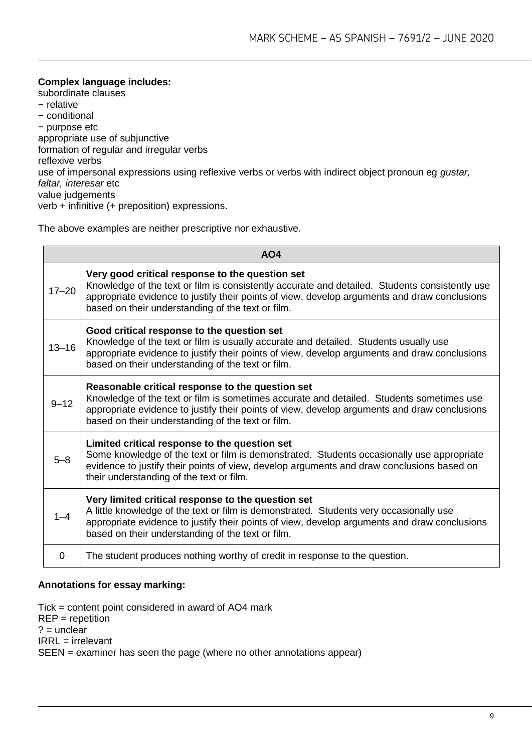**Complex language includes:**

subordinate clauses

− relative

− conditional

− purpose etc

appropriate use of subjunctive

formation of regular and irregular verbs

reflexive verbs

use of impersonal expressions using reflexive verbs or verbs with indirect object pronoun eg *gustar, faltar, interesar* etc

value judgements

verb + infinitive (+ preposition) expressions.

The above examples are neither prescriptive nor exhaustive.

| **AO4** | |
|---|---|
| 17–20 | **Very good critical response to the question set**<br>Knowledge of the text or film is consistently accurate and detailed. Students consistently use appropriate evidence to justify their points of view, develop arguments and draw conclusions based on their understanding of the text or film. |
| 13–16 | **Good critical response to the question set**<br>Knowledge of the text or film is usually accurate and detailed. Students usually use appropriate evidence to justify their points of view, develop arguments and draw conclusions based on their understanding of the text or film. |
| 9–12 | **Reasonable critical response to the question set**<br>Knowledge of the text or film is sometimes accurate and detailed. Students sometimes use appropriate evidence to justify their points of view, develop arguments and draw conclusions based on their understanding of the text or film. |
| 5–8 | **Limited critical response to the question set**<br>Some knowledge of the text or film is demonstrated. Students occasionally use appropriate evidence to justify their points of view, develop arguments and draw conclusions based on their understanding of the text or film. |
| 1–4 | **Very limited critical response to the question set**<br>A little knowledge of the text or film is demonstrated. Students very occasionally use appropriate evidence to justify their points of view, develop arguments and draw conclusions based on their understanding of the text or film. |
| 0 | The student produces nothing worthy of credit in response to the question. |

**Annotations for essay marking:**

Tick = content point considered in award of AO4 mark

REP = repetition

? = unclear

IRRL = irrelevant

SEEN = examiner has seen the page (where no other annotations appear)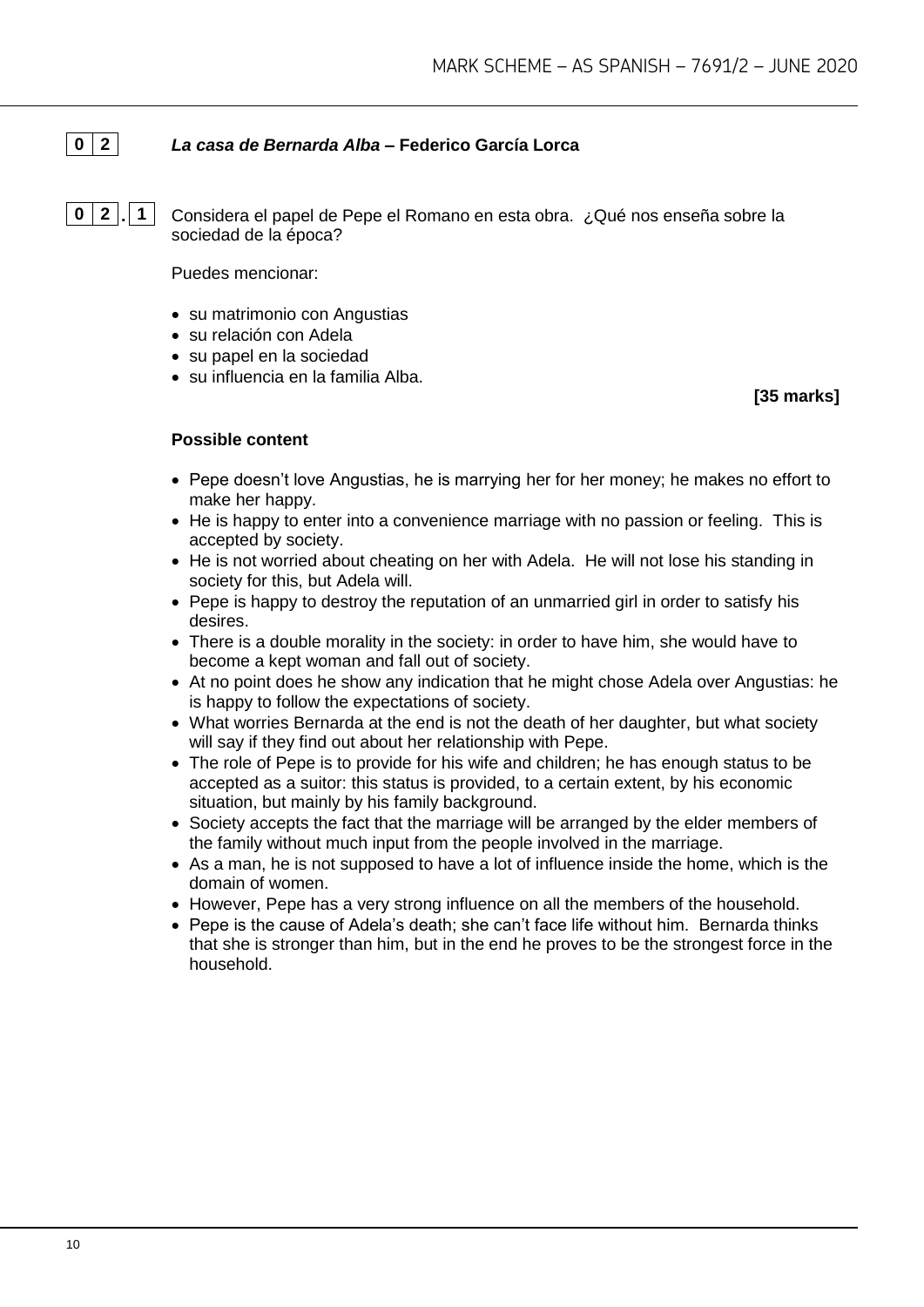## 0 2 *La casa de Bernarda Alba* – Federico García Lorca

**0 2 . 1** Considera el papel de Pepe el Romano en esta obra. ¿Qué nos enseña sobre la sociedad de la época?

Puedes mencionar:

- su matrimonio con Angustias
- su relación con Adela
- su papel en la sociedad
- su influencia en la familia Alba.

**[35 marks]**

**Possible content**

- Pepe doesn't love Angustias, he is marrying her for her money; he makes no effort to make her happy.
- He is happy to enter into a convenience marriage with no passion or feeling. This is accepted by society.
- He is not worried about cheating on her with Adela. He will not lose his standing in society for this, but Adela will.
- Pepe is happy to destroy the reputation of an unmarried girl in order to satisfy his desires.
- There is a double morality in the society: in order to have him, she would have to become a kept woman and fall out of society.
- At no point does he show any indication that he might chose Adela over Angustias: he is happy to follow the expectations of society.
- What worries Bernarda at the end is not the death of her daughter, but what society will say if they find out about her relationship with Pepe.
- The role of Pepe is to provide for his wife and children; he has enough status to be accepted as a suitor: this status is provided, to a certain extent, by his economic situation, but mainly by his family background.
- Society accepts the fact that the marriage will be arranged by the elder members of the family without much input from the people involved in the marriage.
- As a man, he is not supposed to have a lot of influence inside the home, which is the domain of women.
- However, Pepe has a very strong influence on all the members of the household.
- Pepe is the cause of Adela's death; she can't face life without him. Bernarda thinks that she is stronger than him, but in the end he proves to be the strongest force in the household.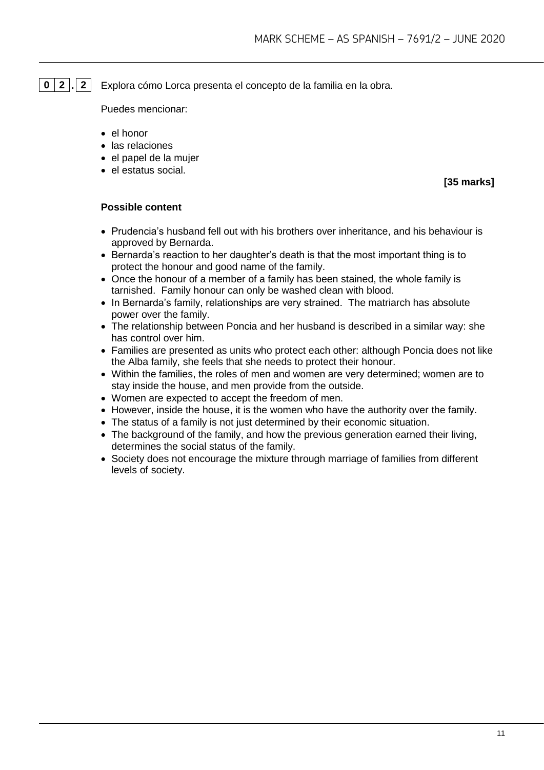**0 2 . 2** Explora cómo Lorca presenta el concepto de la familia en la obra.

Puedes mencionar:

- el honor
- las relaciones
- el papel de la mujer
- el estatus social.

**[35 marks]**

**Possible content**

- Prudencia's husband fell out with his brothers over inheritance, and his behaviour is approved by Bernarda.
- Bernarda's reaction to her daughter's death is that the most important thing is to protect the honour and good name of the family.
- Once the honour of a member of a family has been stained, the whole family is tarnished. Family honour can only be washed clean with blood.
- In Bernarda's family, relationships are very strained. The matriarch has absolute power over the family.
- The relationship between Poncia and her husband is described in a similar way: she has control over him.
- Families are presented as units who protect each other: although Poncia does not like the Alba family, she feels that she needs to protect their honour.
- Within the families, the roles of men and women are very determined; women are to stay inside the house, and men provide from the outside.
- Women are expected to accept the freedom of men.
- However, inside the house, it is the women who have the authority over the family.
- The status of a family is not just determined by their economic situation.
- The background of the family, and how the previous generation earned their living, determines the social status of the family.
- Society does not encourage the mixture through marriage of families from different levels of society.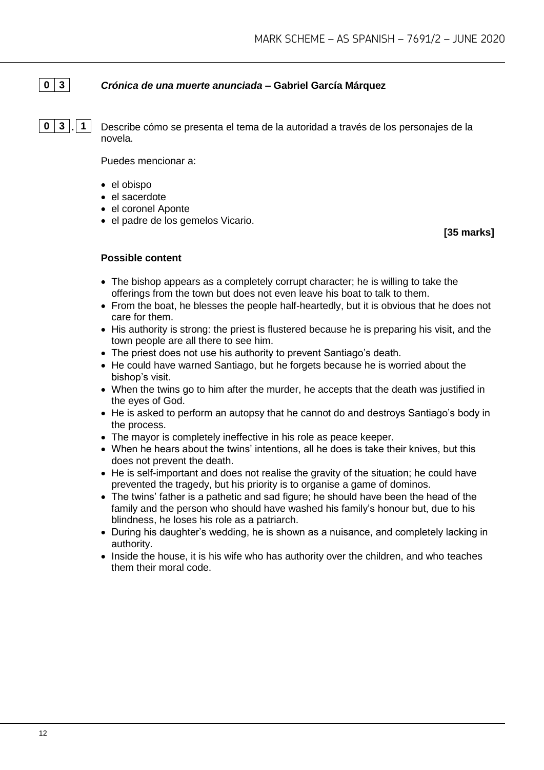## 0 3 *Crónica de una muerte anunciada* – Gabriel García Márquez

**0 3 . 1** Describe cómo se presenta el tema de la autoridad a través de los personajes de la novela.

Puedes mencionar a:

- el obispo
- el sacerdote
- el coronel Aponte
- el padre de los gemelos Vicario.

**[35 marks]**

**Possible content**

- The bishop appears as a completely corrupt character; he is willing to take the offerings from the town but does not even leave his boat to talk to them.
- From the boat, he blesses the people half-heartedly, but it is obvious that he does not care for them.
- His authority is strong: the priest is flustered because he is preparing his visit, and the town people are all there to see him.
- The priest does not use his authority to prevent Santiago's death.
- He could have warned Santiago, but he forgets because he is worried about the bishop's visit.
- When the twins go to him after the murder, he accepts that the death was justified in the eyes of God.
- He is asked to perform an autopsy that he cannot do and destroys Santiago's body in the process.
- The mayor is completely ineffective in his role as peace keeper.
- When he hears about the twins' intentions, all he does is take their knives, but this does not prevent the death.
- He is self-important and does not realise the gravity of the situation; he could have prevented the tragedy, but his priority is to organise a game of dominos.
- The twins' father is a pathetic and sad figure; he should have been the head of the family and the person who should have washed his family's honour but, due to his blindness, he loses his role as a patriarch.
- During his daughter's wedding, he is shown as a nuisance, and completely lacking in authority.
- Inside the house, it is his wife who has authority over the children, and who teaches them their moral code.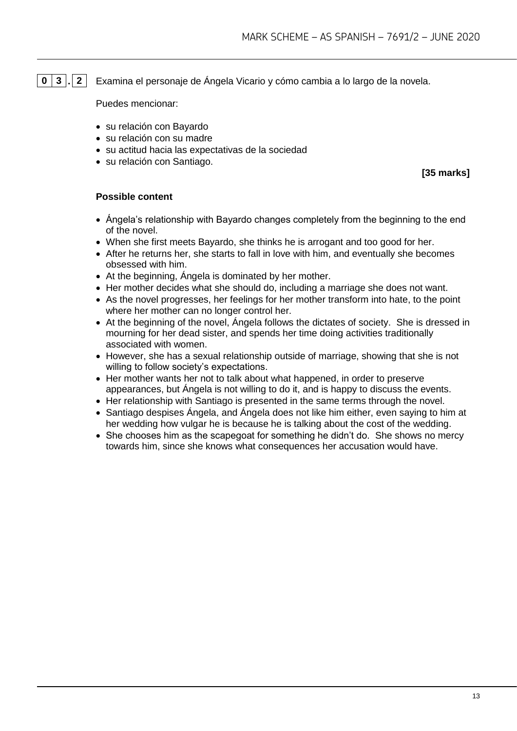**0 3 . 2** Examina el personaje de Ángela Vicario y cómo cambia a lo largo de la novela.

Puedes mencionar:

- su relación con Bayardo
- su relación con su madre
- su actitud hacia las expectativas de la sociedad
- su relación con Santiago.

**[35 marks]**

**Possible content**

- Ángela's relationship with Bayardo changes completely from the beginning to the end of the novel.
- When she first meets Bayardo, she thinks he is arrogant and too good for her.
- After he returns her, she starts to fall in love with him, and eventually she becomes obsessed with him.
- At the beginning, Ángela is dominated by her mother.
- Her mother decides what she should do, including a marriage she does not want.
- As the novel progresses, her feelings for her mother transform into hate, to the point where her mother can no longer control her.
- At the beginning of the novel, Ángela follows the dictates of society. She is dressed in mourning for her dead sister, and spends her time doing activities traditionally associated with women.
- However, she has a sexual relationship outside of marriage, showing that she is not willing to follow society's expectations.
- Her mother wants her not to talk about what happened, in order to preserve appearances, but Ángela is not willing to do it, and is happy to discuss the events.
- Her relationship with Santiago is presented in the same terms through the novel.
- Santiago despises Ángela, and Ángela does not like him either, even saying to him at her wedding how vulgar he is because he is talking about the cost of the wedding.
- She chooses him as the scapegoat for something he didn't do. She shows no mercy towards him, since she knows what consequences her accusation would have.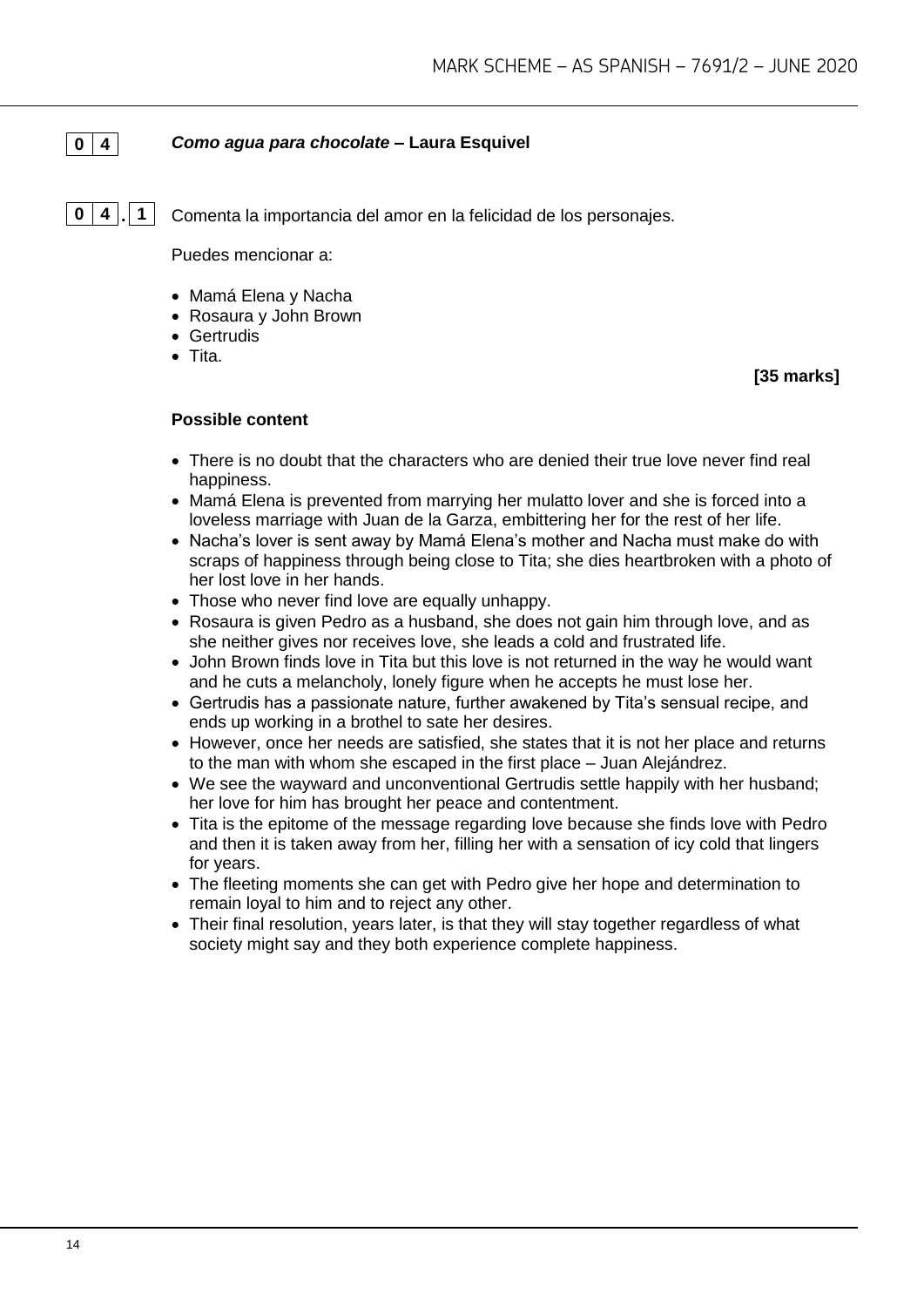## 0 4 *Como agua para chocolate* – Laura Esquivel

**0 4 . 1** Comenta la importancia del amor en la felicidad de los personajes.

Puedes mencionar a:

- Mamá Elena y Nacha
- Rosaura y John Brown
- Gertrudis
- Tita.

**[35 marks]**

**Possible content**

- There is no doubt that the characters who are denied their true love never find real happiness.
- Mamá Elena is prevented from marrying her mulatto lover and she is forced into a loveless marriage with Juan de la Garza, embittering her for the rest of her life.
- Nacha's lover is sent away by Mamá Elena's mother and Nacha must make do with scraps of happiness through being close to Tita; she dies heartbroken with a photo of her lost love in her hands.
- Those who never find love are equally unhappy.
- Rosaura is given Pedro as a husband, she does not gain him through love, and as she neither gives nor receives love, she leads a cold and frustrated life.
- John Brown finds love in Tita but this love is not returned in the way he would want and he cuts a melancholy, lonely figure when he accepts he must lose her.
- Gertrudis has a passionate nature, further awakened by Tita's sensual recipe, and ends up working in a brothel to sate her desires.
- However, once her needs are satisfied, she states that it is not her place and returns to the man with whom she escaped in the first place – Juan Alejándrez.
- We see the wayward and unconventional Gertrudis settle happily with her husband; her love for him has brought her peace and contentment.
- Tita is the epitome of the message regarding love because she finds love with Pedro and then it is taken away from her, filling her with a sensation of icy cold that lingers for years.
- The fleeting moments she can get with Pedro give her hope and determination to remain loyal to him and to reject any other.
- Their final resolution, years later, is that they will stay together regardless of what society might say and they both experience complete happiness.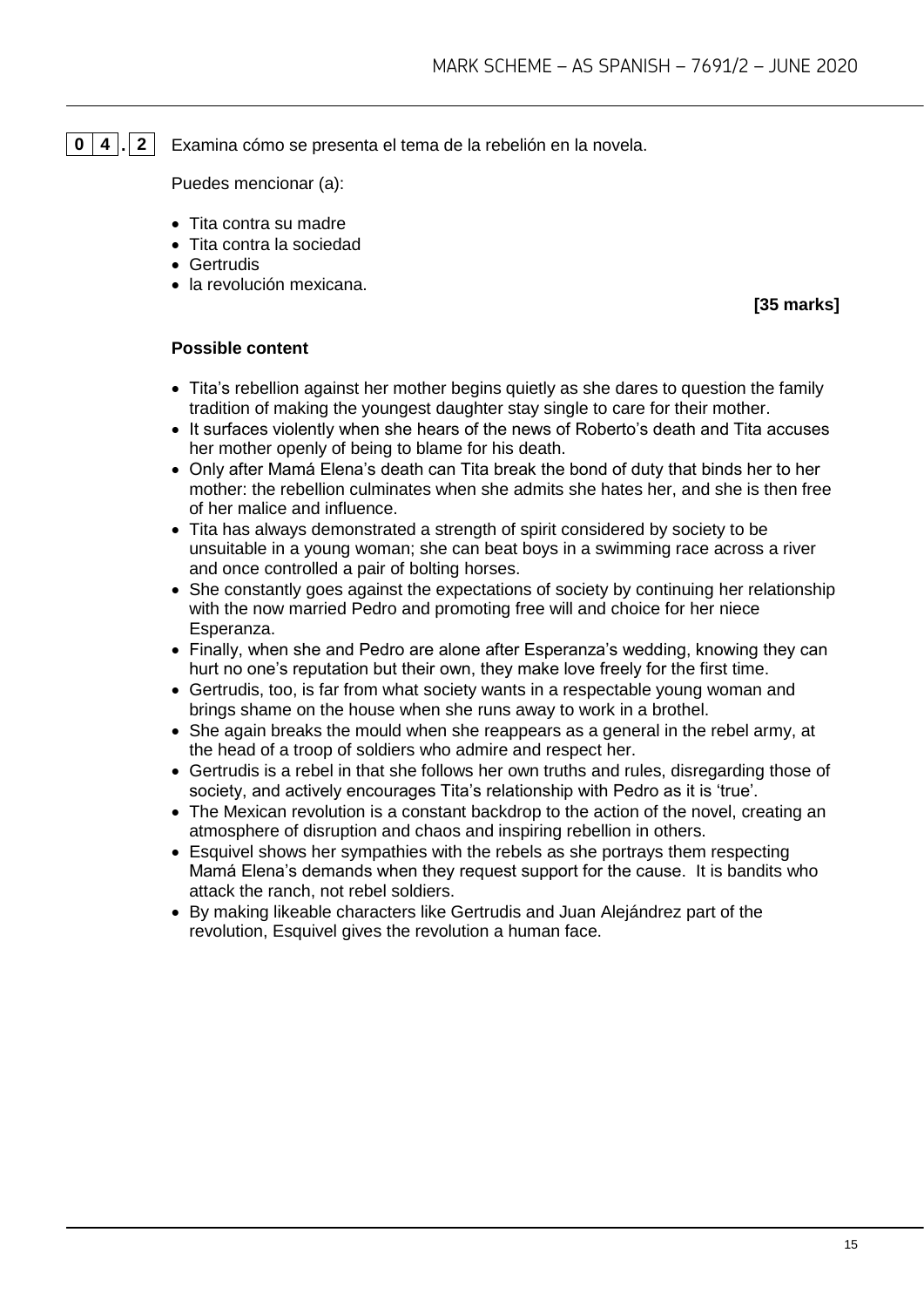**0 4 . 2** Examina cómo se presenta el tema de la rebelión en la novela.

Puedes mencionar (a):

- Tita contra su madre
- Tita contra la sociedad
- Gertrudis
- la revolución mexicana.

**[35 marks]**

**Possible content**

- Tita's rebellion against her mother begins quietly as she dares to question the family tradition of making the youngest daughter stay single to care for their mother.
- It surfaces violently when she hears of the news of Roberto's death and Tita accuses her mother openly of being to blame for his death.
- Only after Mamá Elena's death can Tita break the bond of duty that binds her to her mother: the rebellion culminates when she admits she hates her, and she is then free of her malice and influence.
- Tita has always demonstrated a strength of spirit considered by society to be unsuitable in a young woman; she can beat boys in a swimming race across a river and once controlled a pair of bolting horses.
- She constantly goes against the expectations of society by continuing her relationship with the now married Pedro and promoting free will and choice for her niece Esperanza.
- Finally, when she and Pedro are alone after Esperanza's wedding, knowing they can hurt no one's reputation but their own, they make love freely for the first time.
- Gertrudis, too, is far from what society wants in a respectable young woman and brings shame on the house when she runs away to work in a brothel.
- She again breaks the mould when she reappears as a general in the rebel army, at the head of a troop of soldiers who admire and respect her.
- Gertrudis is a rebel in that she follows her own truths and rules, disregarding those of society, and actively encourages Tita's relationship with Pedro as it is 'true'.
- The Mexican revolution is a constant backdrop to the action of the novel, creating an atmosphere of disruption and chaos and inspiring rebellion in others.
- Esquivel shows her sympathies with the rebels as she portrays them respecting Mamá Elena's demands when they request support for the cause. It is bandits who attack the ranch, not rebel soldiers.
- By making likeable characters like Gertrudis and Juan Alejándrez part of the revolution, Esquivel gives the revolution a human face.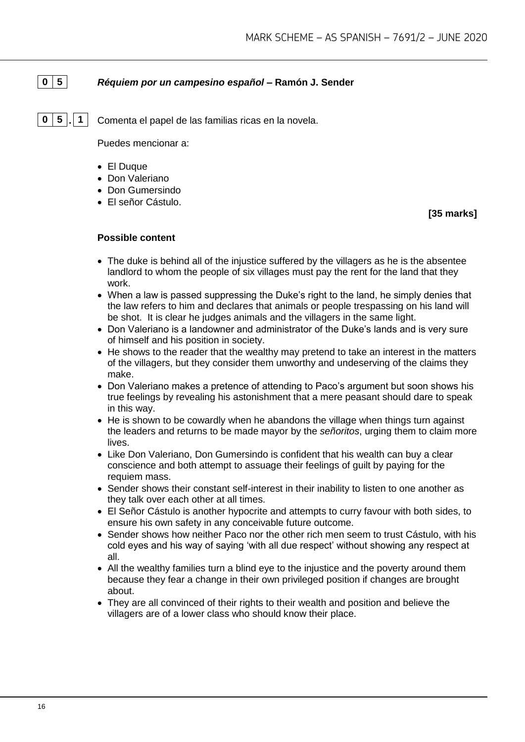**0 5** ***Réquiem por un campesino español* – Ramón J. Sender**

**0 5 . 1** Comenta el papel de las familias ricas en la novela.

Puedes mencionar a:

- El Duque
- Don Valeriano
- Don Gumersindo
- El señor Cástulo.

**[35 marks]**

**Possible content**

- The duke is behind all of the injustice suffered by the villagers as he is the absentee landlord to whom the people of six villages must pay the rent for the land that they work.
- When a law is passed suppressing the Duke's right to the land, he simply denies that the law refers to him and declares that animals or people trespassing on his land will be shot. It is clear he judges animals and the villagers in the same light.
- Don Valeriano is a landowner and administrator of the Duke's lands and is very sure of himself and his position in society.
- He shows to the reader that the wealthy may pretend to take an interest in the matters of the villagers, but they consider them unworthy and undeserving of the claims they make.
- Don Valeriano makes a pretence of attending to Paco's argument but soon shows his true feelings by revealing his astonishment that a mere peasant should dare to speak in this way.
- He is shown to be cowardly when he abandons the village when things turn against the leaders and returns to be made mayor by the *señoritos*, urging them to claim more lives.
- Like Don Valeriano, Don Gumersindo is confident that his wealth can buy a clear conscience and both attempt to assuage their feelings of guilt by paying for the requiem mass.
- Sender shows their constant self-interest in their inability to listen to one another as they talk over each other at all times.
- El Señor Cástulo is another hypocrite and attempts to curry favour with both sides, to ensure his own safety in any conceivable future outcome.
- Sender shows how neither Paco nor the other rich men seem to trust Cástulo, with his cold eyes and his way of saying 'with all due respect' without showing any respect at all.
- All the wealthy families turn a blind eye to the injustice and the poverty around them because they fear a change in their own privileged position if changes are brought about.
- They are all convinced of their rights to their wealth and position and believe the villagers are of a lower class who should know their place.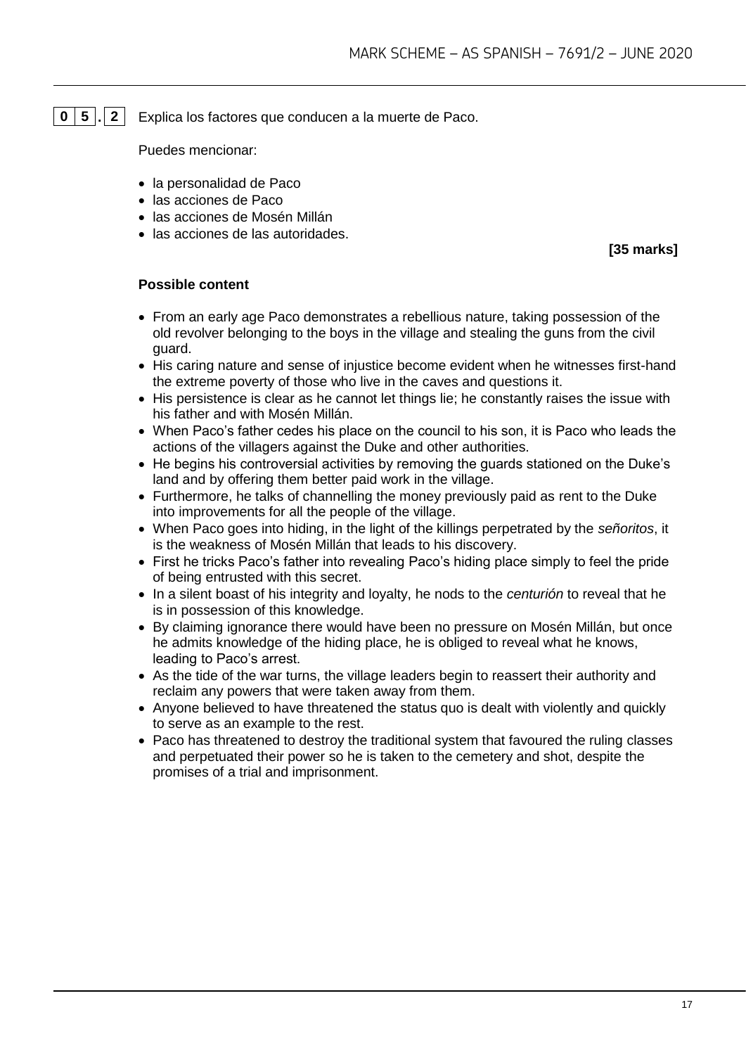**0 5 . 2** Explica los factores que conducen a la muerte de Paco.

Puedes mencionar:

- la personalidad de Paco
- las acciones de Paco
- las acciones de Mosén Millán
- las acciones de las autoridades.

**[35 marks]**

**Possible content**

- From an early age Paco demonstrates a rebellious nature, taking possession of the old revolver belonging to the boys in the village and stealing the guns from the civil guard.
- His caring nature and sense of injustice become evident when he witnesses first-hand the extreme poverty of those who live in the caves and questions it.
- His persistence is clear as he cannot let things lie; he constantly raises the issue with his father and with Mosén Millán.
- When Paco's father cedes his place on the council to his son, it is Paco who leads the actions of the villagers against the Duke and other authorities.
- He begins his controversial activities by removing the guards stationed on the Duke's land and by offering them better paid work in the village.
- Furthermore, he talks of channelling the money previously paid as rent to the Duke into improvements for all the people of the village.
- When Paco goes into hiding, in the light of the killings perpetrated by the *señoritos*, it is the weakness of Mosén Millán that leads to his discovery.
- First he tricks Paco's father into revealing Paco's hiding place simply to feel the pride of being entrusted with this secret.
- In a silent boast of his integrity and loyalty, he nods to the *centurión* to reveal that he is in possession of this knowledge.
- By claiming ignorance there would have been no pressure on Mosén Millán, but once he admits knowledge of the hiding place, he is obliged to reveal what he knows, leading to Paco's arrest.
- As the tide of the war turns, the village leaders begin to reassert their authority and reclaim any powers that were taken away from them.
- Anyone believed to have threatened the status quo is dealt with violently and quickly to serve as an example to the rest.
- Paco has threatened to destroy the traditional system that favoured the ruling classes and perpetuated their power so he is taken to the cemetery and shot, despite the promises of a trial and imprisonment.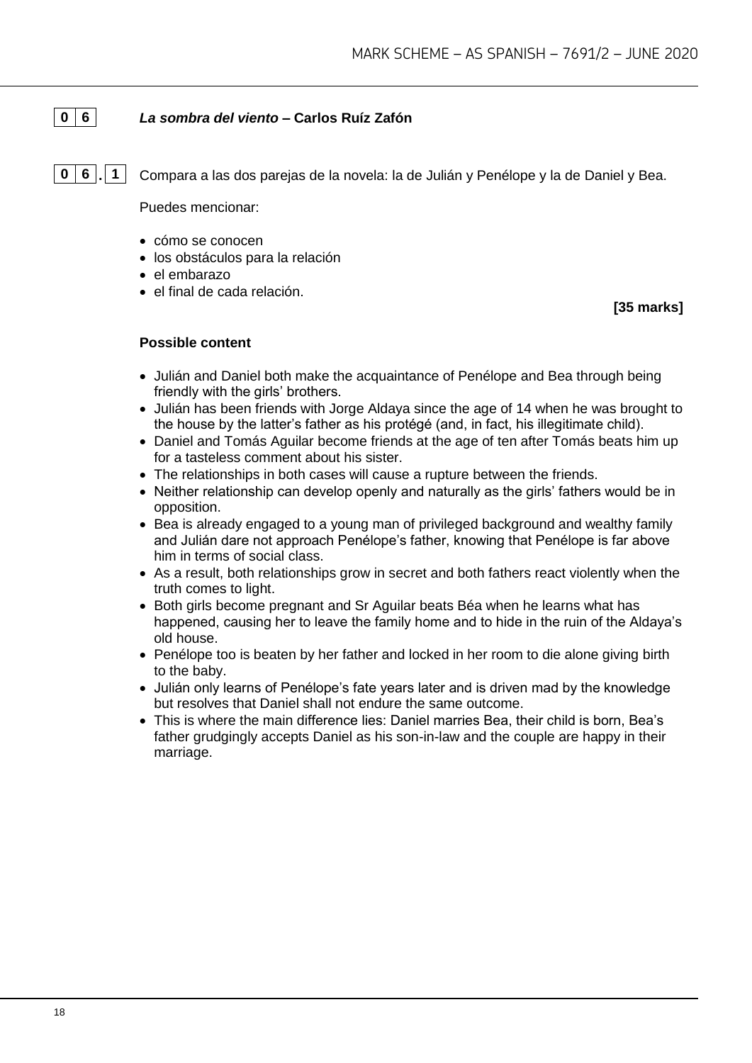## 0 6 *La sombra del viento* – Carlos Ruíz Zafón

**0 6 . 1** Compara a las dos parejas de la novela: la de Julián y Penélope y la de Daniel y Bea.

Puedes mencionar:

- cómo se conocen
- los obstáculos para la relación
- el embarazo
- el final de cada relación.

**[35 marks]**

**Possible content**

- Julián and Daniel both make the acquaintance of Penélope and Bea through being friendly with the girls' brothers.
- Julián has been friends with Jorge Aldaya since the age of 14 when he was brought to the house by the latter's father as his protégé (and, in fact, his illegitimate child).
- Daniel and Tomás Aguilar become friends at the age of ten after Tomás beats him up for a tasteless comment about his sister.
- The relationships in both cases will cause a rupture between the friends.
- Neither relationship can develop openly and naturally as the girls' fathers would be in opposition.
- Bea is already engaged to a young man of privileged background and wealthy family and Julián dare not approach Penélope's father, knowing that Penélope is far above him in terms of social class.
- As a result, both relationships grow in secret and both fathers react violently when the truth comes to light.
- Both girls become pregnant and Sr Aguilar beats Béa when he learns what has happened, causing her to leave the family home and to hide in the ruin of the Aldaya's old house.
- Penélope too is beaten by her father and locked in her room to die alone giving birth to the baby.
- Julián only learns of Penélope's fate years later and is driven mad by the knowledge but resolves that Daniel shall not endure the same outcome.
- This is where the main difference lies: Daniel marries Bea, their child is born, Bea's father grudgingly accepts Daniel as his son-in-law and the couple are happy in their marriage.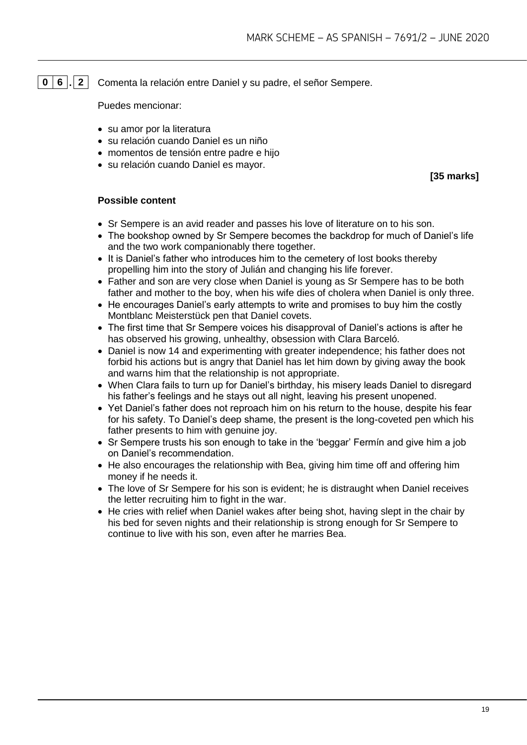**0 6 . 2** Comenta la relación entre Daniel y su padre, el señor Sempere.

Puedes mencionar:

- su amor por la literatura
- su relación cuando Daniel es un niño
- momentos de tensión entre padre e hijo
- su relación cuando Daniel es mayor.

**[35 marks]**

**Possible content**

- Sr Sempere is an avid reader and passes his love of literature on to his son.
- The bookshop owned by Sr Sempere becomes the backdrop for much of Daniel's life and the two work companionably there together.
- It is Daniel's father who introduces him to the cemetery of lost books thereby propelling him into the story of Julián and changing his life forever.
- Father and son are very close when Daniel is young as Sr Sempere has to be both father and mother to the boy, when his wife dies of cholera when Daniel is only three.
- He encourages Daniel's early attempts to write and promises to buy him the costly Montblanc Meisterstück pen that Daniel covets.
- The first time that Sr Sempere voices his disapproval of Daniel's actions is after he has observed his growing, unhealthy, obsession with Clara Barceló.
- Daniel is now 14 and experimenting with greater independence; his father does not forbid his actions but is angry that Daniel has let him down by giving away the book and warns him that the relationship is not appropriate.
- When Clara fails to turn up for Daniel's birthday, his misery leads Daniel to disregard his father's feelings and he stays out all night, leaving his present unopened.
- Yet Daniel's father does not reproach him on his return to the house, despite his fear for his safety. To Daniel's deep shame, the present is the long-coveted pen which his father presents to him with genuine joy.
- Sr Sempere trusts his son enough to take in the 'beggar' Fermín and give him a job on Daniel's recommendation.
- He also encourages the relationship with Bea, giving him time off and offering him money if he needs it.
- The love of Sr Sempere for his son is evident; he is distraught when Daniel receives the letter recruiting him to fight in the war.
- He cries with relief when Daniel wakes after being shot, having slept in the chair by his bed for seven nights and their relationship is strong enough for Sr Sempere to continue to live with his son, even after he marries Bea.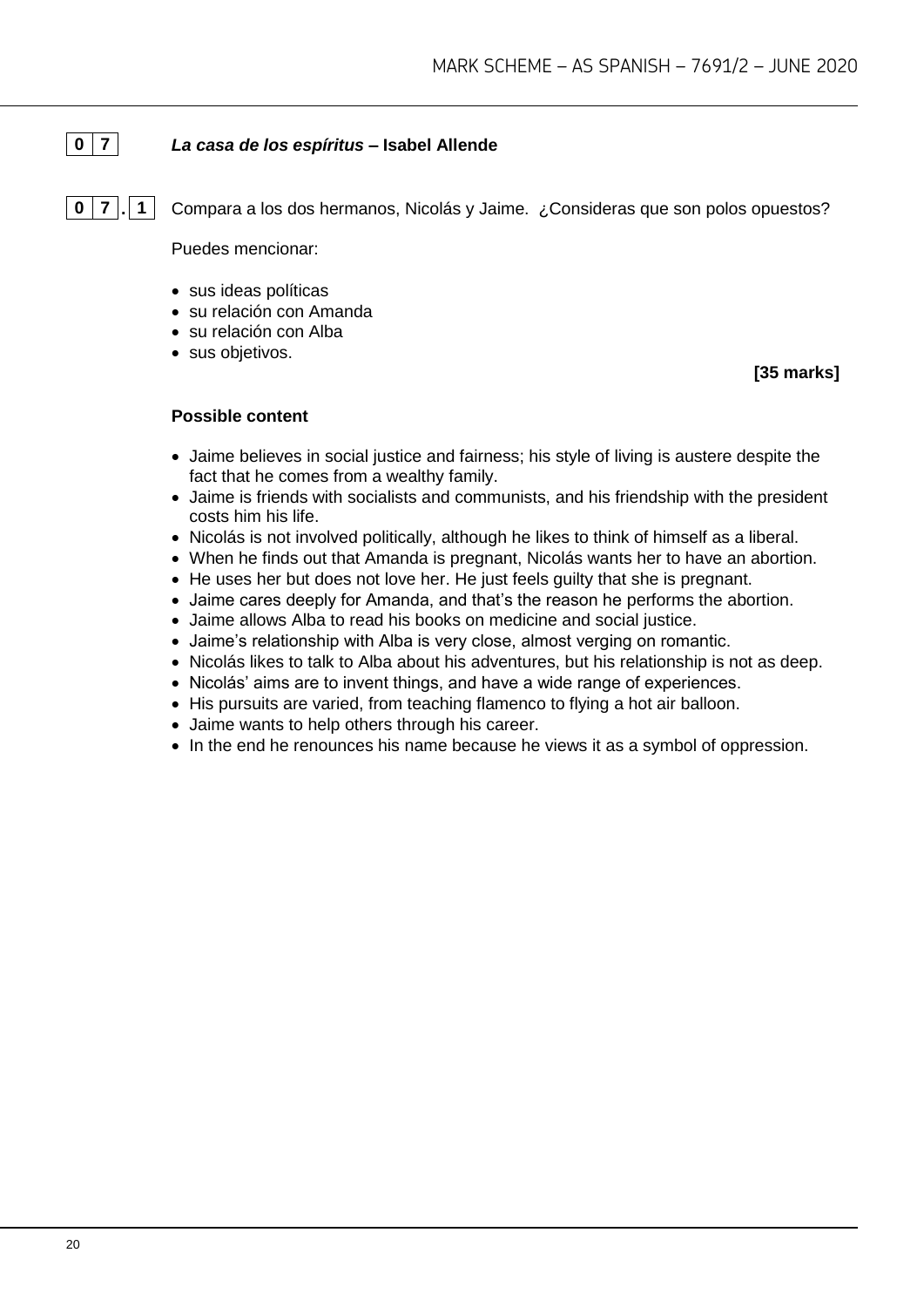## 0 7 *La casa de los espíritus* – Isabel Allende

**0 7 . 1** Compara a los dos hermanos, Nicolás y Jaime. ¿Consideras que son polos opuestos?

Puedes mencionar:

- sus ideas políticas
- su relación con Amanda
- su relación con Alba
- sus objetivos.

**[35 marks]**

**Possible content**

- Jaime believes in social justice and fairness; his style of living is austere despite the fact that he comes from a wealthy family.
- Jaime is friends with socialists and communists, and his friendship with the president costs him his life.
- Nicolás is not involved politically, although he likes to think of himself as a liberal.
- When he finds out that Amanda is pregnant, Nicolás wants her to have an abortion.
- He uses her but does not love her. He just feels guilty that she is pregnant.
- Jaime cares deeply for Amanda, and that's the reason he performs the abortion.
- Jaime allows Alba to read his books on medicine and social justice.
- Jaime's relationship with Alba is very close, almost verging on romantic.
- Nicolás likes to talk to Alba about his adventures, but his relationship is not as deep.
- Nicolás' aims are to invent things, and have a wide range of experiences.
- His pursuits are varied, from teaching flamenco to flying a hot air balloon.
- Jaime wants to help others through his career.
- In the end he renounces his name because he views it as a symbol of oppression.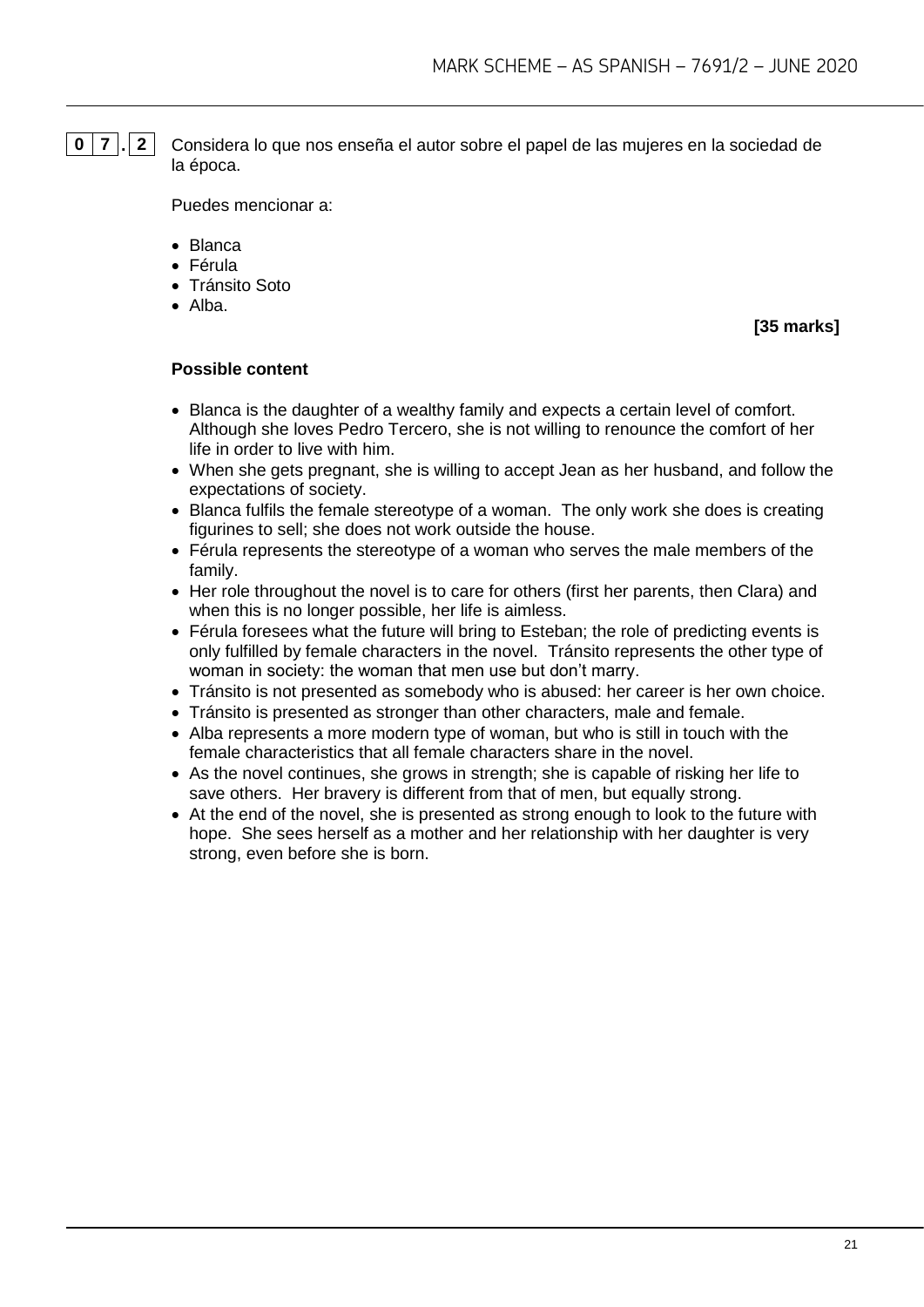**0 7 . 2** Considera lo que nos enseña el autor sobre el papel de las mujeres en la sociedad de la época.

Puedes mencionar a:

- Blanca
- Férula
- Tránsito Soto
- Alba.

**[35 marks]**

**Possible content**

- Blanca is the daughter of a wealthy family and expects a certain level of comfort. Although she loves Pedro Tercero, she is not willing to renounce the comfort of her life in order to live with him.
- When she gets pregnant, she is willing to accept Jean as her husband, and follow the expectations of society.
- Blanca fulfils the female stereotype of a woman. The only work she does is creating figurines to sell; she does not work outside the house.
- Férula represents the stereotype of a woman who serves the male members of the family.
- Her role throughout the novel is to care for others (first her parents, then Clara) and when this is no longer possible, her life is aimless.
- Férula foresees what the future will bring to Esteban; the role of predicting events is only fulfilled by female characters in the novel. Tránsito represents the other type of woman in society: the woman that men use but don't marry.
- Tránsito is not presented as somebody who is abused: her career is her own choice.
- Tránsito is presented as stronger than other characters, male and female.
- Alba represents a more modern type of woman, but who is still in touch with the female characteristics that all female characters share in the novel.
- As the novel continues, she grows in strength; she is capable of risking her life to save others. Her bravery is different from that of men, but equally strong.
- At the end of the novel, she is presented as strong enough to look to the future with hope. She sees herself as a mother and her relationship with her daughter is very strong, even before she is born.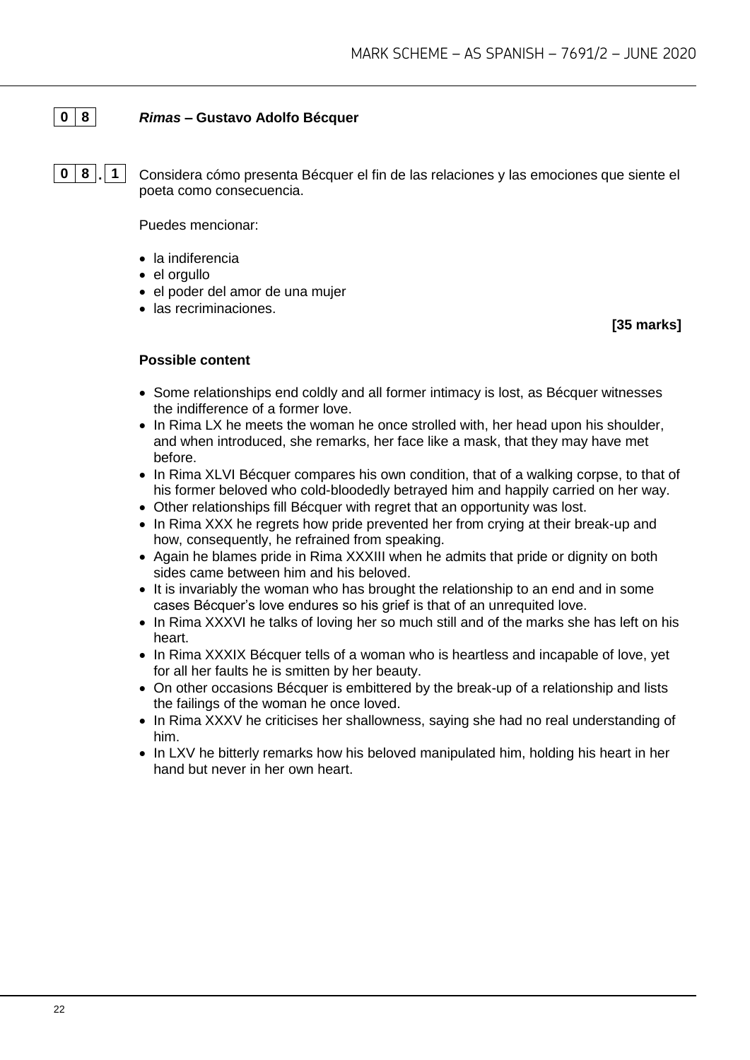**0 8** ***Rimas* – Gustavo Adolfo Bécquer**

**0 8 . 1** Considera cómo presenta Bécquer el fin de las relaciones y las emociones que siente el poeta como consecuencia.

Puedes mencionar:

- la indiferencia
- el orgullo
- el poder del amor de una mujer
- las recriminaciones.

**[35 marks]**

**Possible content**

- Some relationships end coldly and all former intimacy is lost, as Bécquer witnesses the indifference of a former love.
- In Rima LX he meets the woman he once strolled with, her head upon his shoulder, and when introduced, she remarks, her face like a mask, that they may have met before.
- In Rima XLVI Bécquer compares his own condition, that of a walking corpse, to that of his former beloved who cold-bloodedly betrayed him and happily carried on her way.
- Other relationships fill Bécquer with regret that an opportunity was lost.
- In Rima XXX he regrets how pride prevented her from crying at their break-up and how, consequently, he refrained from speaking.
- Again he blames pride in Rima XXXIII when he admits that pride or dignity on both sides came between him and his beloved.
- It is invariably the woman who has brought the relationship to an end and in some cases Bécquer's love endures so his grief is that of an unrequited love.
- In Rima XXXVI he talks of loving her so much still and of the marks she has left on his heart.
- In Rima XXXIX Bécquer tells of a woman who is heartless and incapable of love, yet for all her faults he is smitten by her beauty.
- On other occasions Bécquer is embittered by the break-up of a relationship and lists the failings of the woman he once loved.
- In Rima XXXV he criticises her shallowness, saying she had no real understanding of him.
- In LXV he bitterly remarks how his beloved manipulated him, holding his heart in her hand but never in her own heart.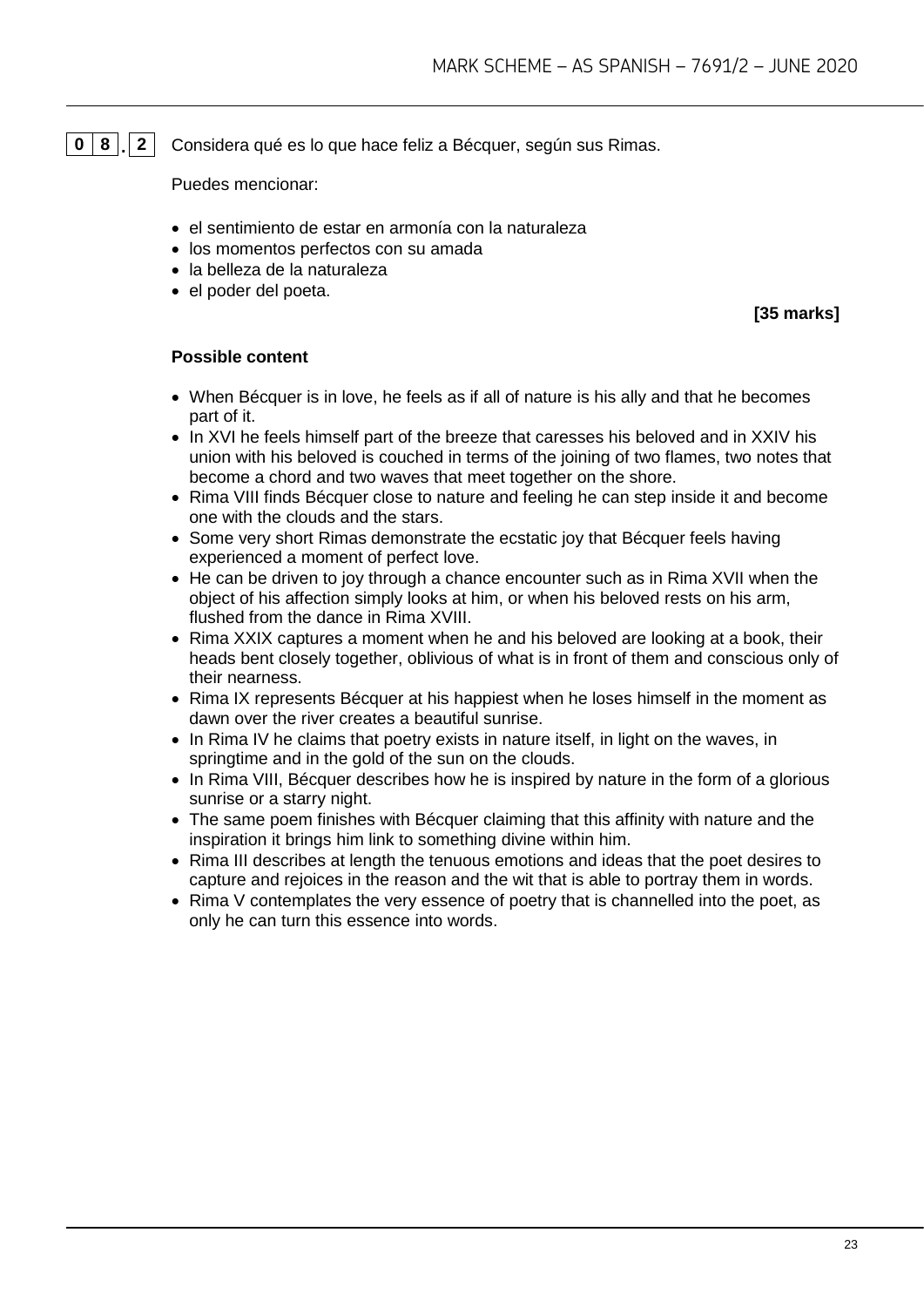**0 8 . 2** Considera qué es lo que hace feliz a Bécquer, según sus Rimas.

Puedes mencionar:

- el sentimiento de estar en armonía con la naturaleza
- los momentos perfectos con su amada
- la belleza de la naturaleza
- el poder del poeta.

**[35 marks]**

**Possible content**

- When Bécquer is in love, he feels as if all of nature is his ally and that he becomes part of it.
- In XVI he feels himself part of the breeze that caresses his beloved and in XXIV his union with his beloved is couched in terms of the joining of two flames, two notes that become a chord and two waves that meet together on the shore.
- Rima VIII finds Bécquer close to nature and feeling he can step inside it and become one with the clouds and the stars.
- Some very short Rimas demonstrate the ecstatic joy that Bécquer feels having experienced a moment of perfect love.
- He can be driven to joy through a chance encounter such as in Rima XVII when the object of his affection simply looks at him, or when his beloved rests on his arm, flushed from the dance in Rima XVIII.
- Rima XXIX captures a moment when he and his beloved are looking at a book, their heads bent closely together, oblivious of what is in front of them and conscious only of their nearness.
- Rima IX represents Bécquer at his happiest when he loses himself in the moment as dawn over the river creates a beautiful sunrise.
- In Rima IV he claims that poetry exists in nature itself, in light on the waves, in springtime and in the gold of the sun on the clouds.
- In Rima VIII, Bécquer describes how he is inspired by nature in the form of a glorious sunrise or a starry night.
- The same poem finishes with Bécquer claiming that this affinity with nature and the inspiration it brings him link to something divine within him.
- Rima III describes at length the tenuous emotions and ideas that the poet desires to capture and rejoices in the reason and the wit that is able to portray them in words.
- Rima V contemplates the very essence of poetry that is channelled into the poet, as only he can turn this essence into words.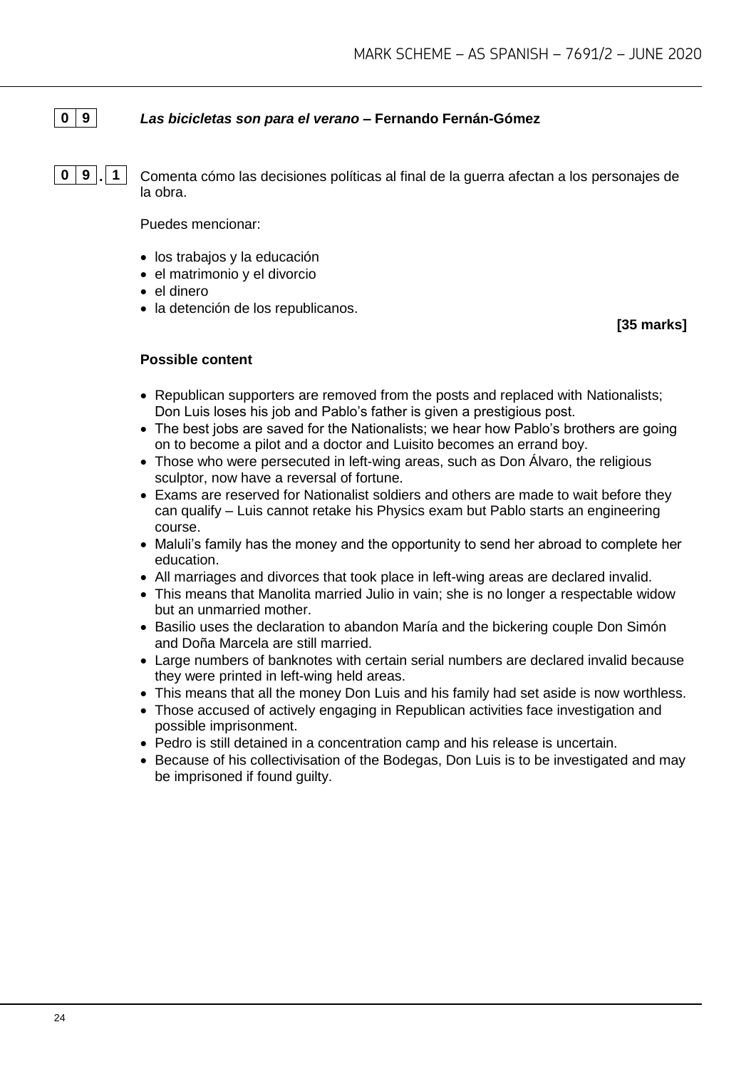## 0 9 *Las bicicletas son para el verano* – Fernando Fernán-Gómez

**0 9 . 1** Comenta cómo las decisiones políticas al final de la guerra afectan a los personajes de la obra.

Puedes mencionar:

- los trabajos y la educación
- el matrimonio y el divorcio
- el dinero
- la detención de los republicanos.

**[35 marks]**

**Possible content**

- Republican supporters are removed from the posts and replaced with Nationalists; Don Luis loses his job and Pablo's father is given a prestigious post.
- The best jobs are saved for the Nationalists; we hear how Pablo's brothers are going on to become a pilot and a doctor and Luisito becomes an errand boy.
- Those who were persecuted in left-wing areas, such as Don Álvaro, the religious sculptor, now have a reversal of fortune.
- Exams are reserved for Nationalist soldiers and others are made to wait before they can qualify – Luis cannot retake his Physics exam but Pablo starts an engineering course.
- Maluli's family has the money and the opportunity to send her abroad to complete her education.
- All marriages and divorces that took place in left-wing areas are declared invalid.
- This means that Manolita married Julio in vain; she is no longer a respectable widow but an unmarried mother.
- Basilio uses the declaration to abandon María and the bickering couple Don Simón and Doña Marcela are still married.
- Large numbers of banknotes with certain serial numbers are declared invalid because they were printed in left-wing held areas.
- This means that all the money Don Luis and his family had set aside is now worthless.
- Those accused of actively engaging in Republican activities face investigation and possible imprisonment.
- Pedro is still detained in a concentration camp and his release is uncertain.
- Because of his collectivisation of the Bodegas, Don Luis is to be investigated and may be imprisoned if found guilty.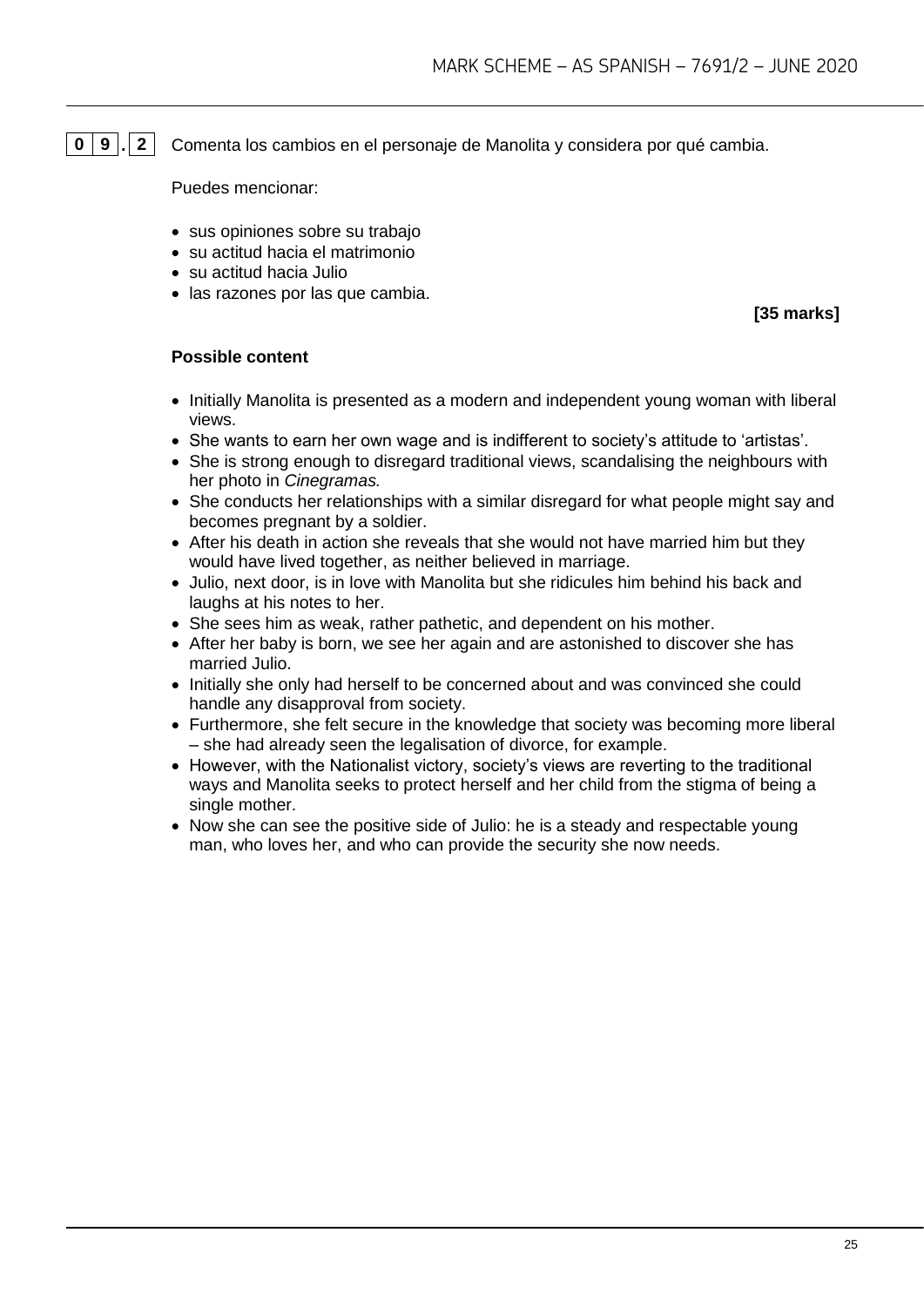**0 9 . 2** Comenta los cambios en el personaje de Manolita y considera por qué cambia.

Puedes mencionar:

- sus opiniones sobre su trabajo
- su actitud hacia el matrimonio
- su actitud hacia Julio
- las razones por las que cambia.

**[35 marks]**

**Possible content**

- Initially Manolita is presented as a modern and independent young woman with liberal views.
- She wants to earn her own wage and is indifferent to society's attitude to 'artistas'.
- She is strong enough to disregard traditional views, scandalising the neighbours with her photo in *Cinegramas.*
- She conducts her relationships with a similar disregard for what people might say and becomes pregnant by a soldier.
- After his death in action she reveals that she would not have married him but they would have lived together, as neither believed in marriage.
- Julio, next door, is in love with Manolita but she ridicules him behind his back and laughs at his notes to her.
- She sees him as weak, rather pathetic, and dependent on his mother.
- After her baby is born, we see her again and are astonished to discover she has married Julio.
- Initially she only had herself to be concerned about and was convinced she could handle any disapproval from society.
- Furthermore, she felt secure in the knowledge that society was becoming more liberal – she had already seen the legalisation of divorce, for example.
- However, with the Nationalist victory, society's views are reverting to the traditional ways and Manolita seeks to protect herself and her child from the stigma of being a single mother.
- Now she can see the positive side of Julio: he is a steady and respectable young man, who loves her, and who can provide the security she now needs.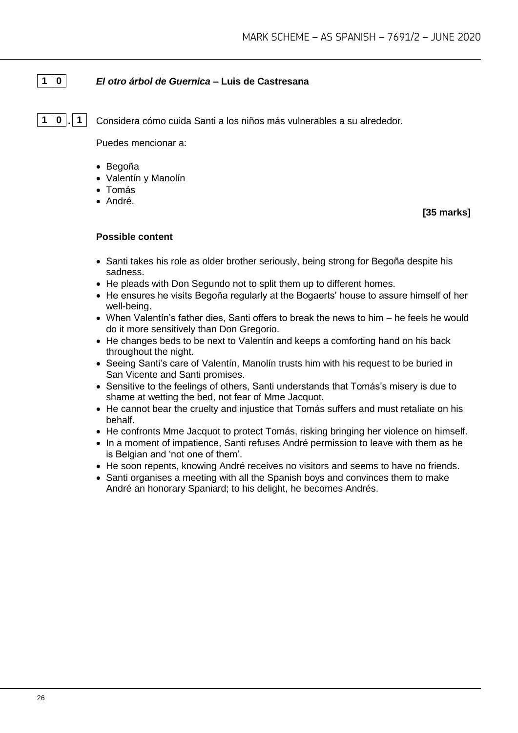## 1 0 *El otro árbol de Guernica* – Luis de Castresana

**1 0 . 1** Considera cómo cuida Santi a los niños más vulnerables a su alrededor.

Puedes mencionar a:

- Begoña
- Valentín y Manolín
- Tomás
- André.

**[35 marks]**

**Possible content**

- Santi takes his role as older brother seriously, being strong for Begoña despite his sadness.
- He pleads with Don Segundo not to split them up to different homes.
- He ensures he visits Begoña regularly at the Bogaerts' house to assure himself of her well-being.
- When Valentín's father dies, Santi offers to break the news to him – he feels he would do it more sensitively than Don Gregorio.
- He changes beds to be next to Valentín and keeps a comforting hand on his back throughout the night.
- Seeing Santi's care of Valentín, Manolín trusts him with his request to be buried in San Vicente and Santi promises.
- Sensitive to the feelings of others, Santi understands that Tomás's misery is due to shame at wetting the bed, not fear of Mme Jacquot.
- He cannot bear the cruelty and injustice that Tomás suffers and must retaliate on his behalf.
- He confronts Mme Jacquot to protect Tomás, risking bringing her violence on himself.
- In a moment of impatience, Santi refuses André permission to leave with them as he is Belgian and 'not one of them'.
- He soon repents, knowing André receives no visitors and seems to have no friends.
- Santi organises a meeting with all the Spanish boys and convinces them to make André an honorary Spaniard; to his delight, he becomes Andrés.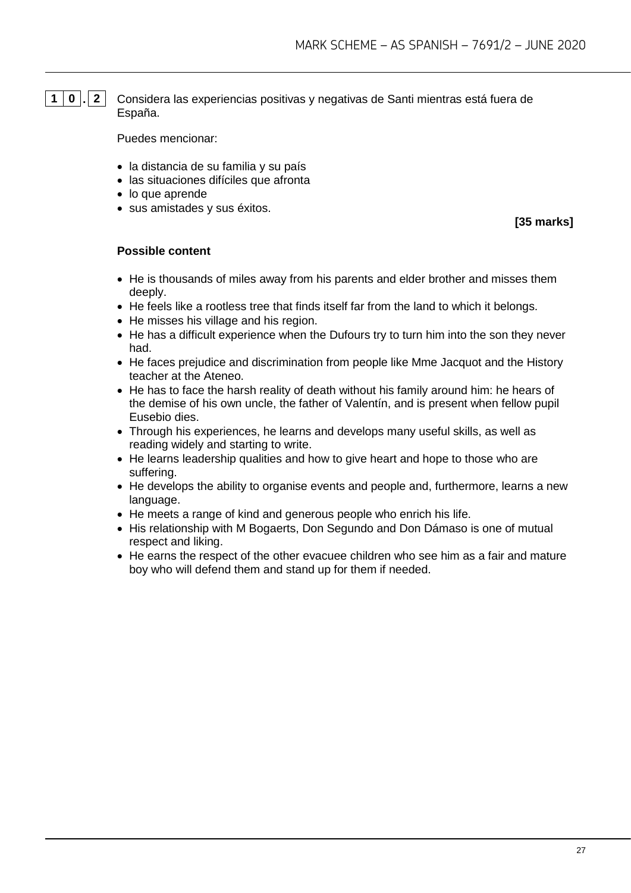**10.2** Considera las experiencias positivas y negativas de Santi mientras está fuera de España.

Puedes mencionar:

- la distancia de su familia y su país
- las situaciones difíciles que afronta
- lo que aprende
- sus amistades y sus éxitos.

**[35 marks]**

**Possible content**

- He is thousands of miles away from his parents and elder brother and misses them deeply.
- He feels like a rootless tree that finds itself far from the land to which it belongs.
- He misses his village and his region.
- He has a difficult experience when the Dufours try to turn him into the son they never had.
- He faces prejudice and discrimination from people like Mme Jacquot and the History teacher at the Ateneo.
- He has to face the harsh reality of death without his family around him: he hears of the demise of his own uncle, the father of Valentín, and is present when fellow pupil Eusebio dies.
- Through his experiences, he learns and develops many useful skills, as well as reading widely and starting to write.
- He learns leadership qualities and how to give heart and hope to those who are suffering.
- He develops the ability to organise events and people and, furthermore, learns a new language.
- He meets a range of kind and generous people who enrich his life.
- His relationship with M Bogaerts, Don Segundo and Don Dámaso is one of mutual respect and liking.
- He earns the respect of the other evacuee children who see him as a fair and mature boy who will defend them and stand up for them if needed.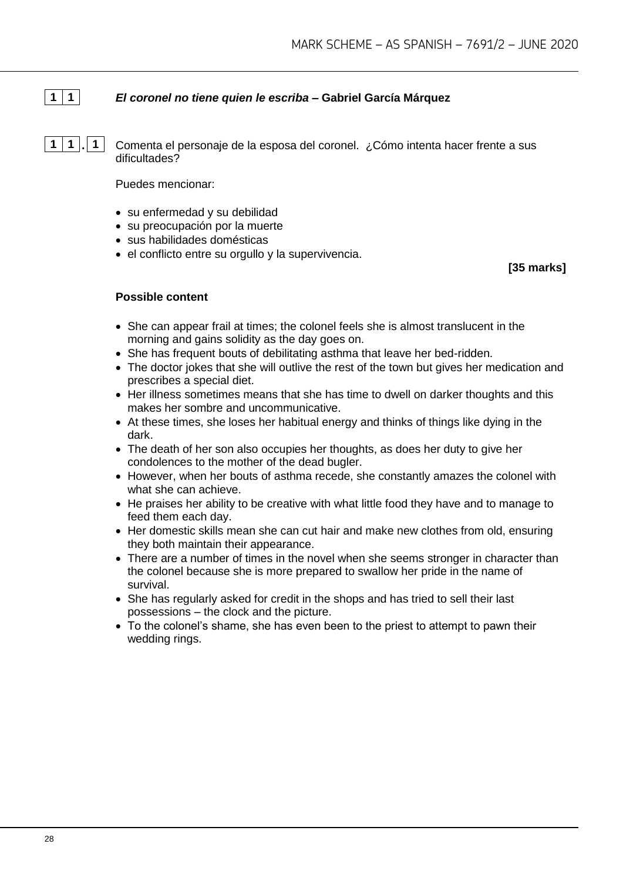## 1 1 *El coronel no tiene quien le escriba* – Gabriel García Márquez

**1 1 . 1** Comenta el personaje de la esposa del coronel. ¿Cómo intenta hacer frente a sus dificultades?

Puedes mencionar:

- su enfermedad y su debilidad
- su preocupación por la muerte
- sus habilidades domésticas
- el conflicto entre su orgullo y la supervivencia.

**[35 marks]**

**Possible content**

- She can appear frail at times; the colonel feels she is almost translucent in the morning and gains solidity as the day goes on.
- She has frequent bouts of debilitating asthma that leave her bed-ridden.
- The doctor jokes that she will outlive the rest of the town but gives her medication and prescribes a special diet.
- Her illness sometimes means that she has time to dwell on darker thoughts and this makes her sombre and uncommunicative.
- At these times, she loses her habitual energy and thinks of things like dying in the dark.
- The death of her son also occupies her thoughts, as does her duty to give her condolences to the mother of the dead bugler.
- However, when her bouts of asthma recede, she constantly amazes the colonel with what she can achieve.
- He praises her ability to be creative with what little food they have and to manage to feed them each day.
- Her domestic skills mean she can cut hair and make new clothes from old, ensuring they both maintain their appearance.
- There are a number of times in the novel when she seems stronger in character than the colonel because she is more prepared to swallow her pride in the name of survival.
- She has regularly asked for credit in the shops and has tried to sell their last possessions – the clock and the picture.
- To the colonel's shame, she has even been to the priest to attempt to pawn their wedding rings.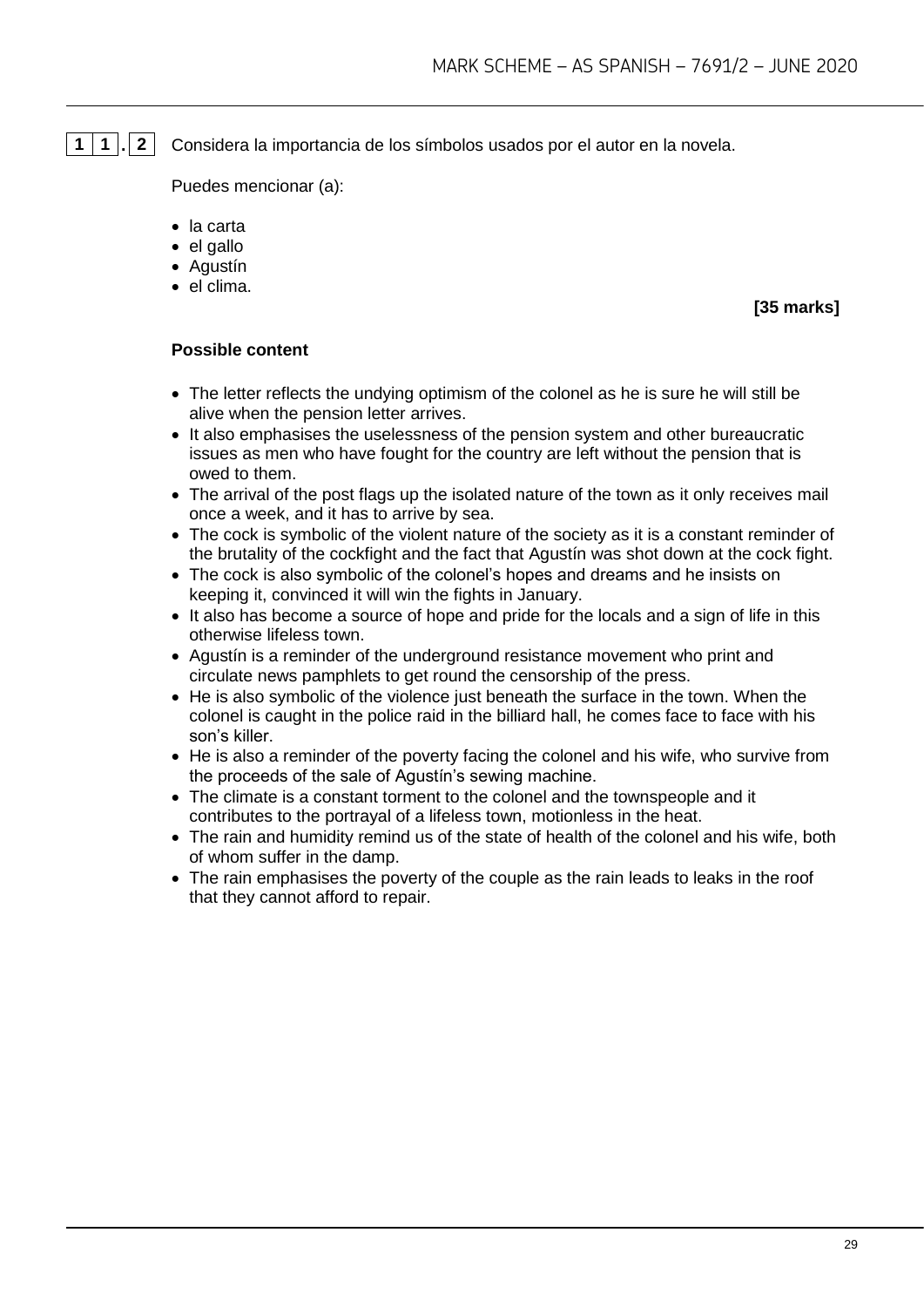**11.2** Considera la importancia de los símbolos usados por el autor en la novela.

Puedes mencionar (a):

- la carta
- el gallo
- Agustín
- el clima.

**[35 marks]**

**Possible content**

- The letter reflects the undying optimism of the colonel as he is sure he will still be alive when the pension letter arrives.
- It also emphasises the uselessness of the pension system and other bureaucratic issues as men who have fought for the country are left without the pension that is owed to them.
- The arrival of the post flags up the isolated nature of the town as it only receives mail once a week, and it has to arrive by sea.
- The cock is symbolic of the violent nature of the society as it is a constant reminder of the brutality of the cockfight and the fact that Agustín was shot down at the cock fight.
- The cock is also symbolic of the colonel's hopes and dreams and he insists on keeping it, convinced it will win the fights in January.
- It also has become a source of hope and pride for the locals and a sign of life in this otherwise lifeless town.
- Agustín is a reminder of the underground resistance movement who print and circulate news pamphlets to get round the censorship of the press.
- He is also symbolic of the violence just beneath the surface in the town. When the colonel is caught in the police raid in the billiard hall, he comes face to face with his son's killer.
- He is also a reminder of the poverty facing the colonel and his wife, who survive from the proceeds of the sale of Agustín's sewing machine.
- The climate is a constant torment to the colonel and the townspeople and it contributes to the portrayal of a lifeless town, motionless in the heat.
- The rain and humidity remind us of the state of health of the colonel and his wife, both of whom suffer in the damp.
- The rain emphasises the poverty of the couple as the rain leads to leaks in the roof that they cannot afford to repair.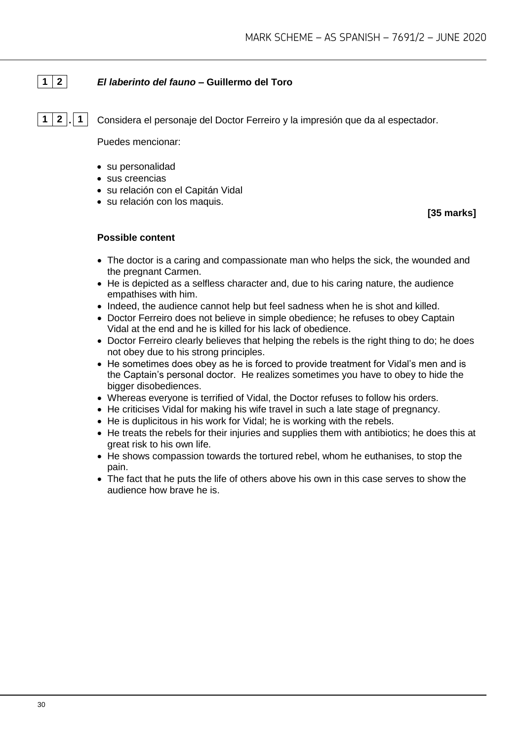## 1 2 *El laberinto del fauno* – Guillermo del Toro

**1 2 . 1** Considera el personaje del Doctor Ferreiro y la impresión que da al espectador.

Puedes mencionar:

- su personalidad
- sus creencias
- su relación con el Capitán Vidal
- su relación con los maquis.

**[35 marks]**

**Possible content**

- The doctor is a caring and compassionate man who helps the sick, the wounded and the pregnant Carmen.
- He is depicted as a selfless character and, due to his caring nature, the audience empathises with him.
- Indeed, the audience cannot help but feel sadness when he is shot and killed.
- Doctor Ferreiro does not believe in simple obedience; he refuses to obey Captain Vidal at the end and he is killed for his lack of obedience.
- Doctor Ferreiro clearly believes that helping the rebels is the right thing to do; he does not obey due to his strong principles.
- He sometimes does obey as he is forced to provide treatment for Vidal's men and is the Captain's personal doctor. He realizes sometimes you have to obey to hide the bigger disobediences.
- Whereas everyone is terrified of Vidal, the Doctor refuses to follow his orders.
- He criticises Vidal for making his wife travel in such a late stage of pregnancy.
- He is duplicitous in his work for Vidal; he is working with the rebels.
- He treats the rebels for their injuries and supplies them with antibiotics; he does this at great risk to his own life.
- He shows compassion towards the tortured rebel, whom he euthanises, to stop the pain.
- The fact that he puts the life of others above his own in this case serves to show the audience how brave he is.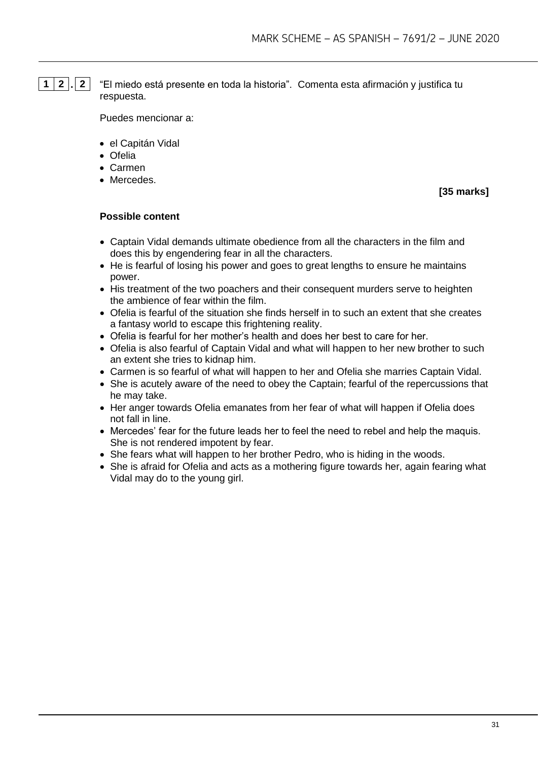**12.2** "El miedo está presente en toda la historia". Comenta esta afirmación y justifica tu respuesta.

Puedes mencionar a:

- el Capitán Vidal
- Ofelia
- Carmen
- Mercedes.

**[35 marks]**

**Possible content**

- Captain Vidal demands ultimate obedience from all the characters in the film and does this by engendering fear in all the characters.
- He is fearful of losing his power and goes to great lengths to ensure he maintains power.
- His treatment of the two poachers and their consequent murders serve to heighten the ambience of fear within the film.
- Ofelia is fearful of the situation she finds herself in to such an extent that she creates a fantasy world to escape this frightening reality.
- Ofelia is fearful for her mother's health and does her best to care for her.
- Ofelia is also fearful of Captain Vidal and what will happen to her new brother to such an extent she tries to kidnap him.
- Carmen is so fearful of what will happen to her and Ofelia she marries Captain Vidal.
- She is acutely aware of the need to obey the Captain; fearful of the repercussions that he may take.
- Her anger towards Ofelia emanates from her fear of what will happen if Ofelia does not fall in line.
- Mercedes' fear for the future leads her to feel the need to rebel and help the maquis. She is not rendered impotent by fear.
- She fears what will happen to her brother Pedro, who is hiding in the woods.
- She is afraid for Ofelia and acts as a mothering figure towards her, again fearing what Vidal may do to the young girl.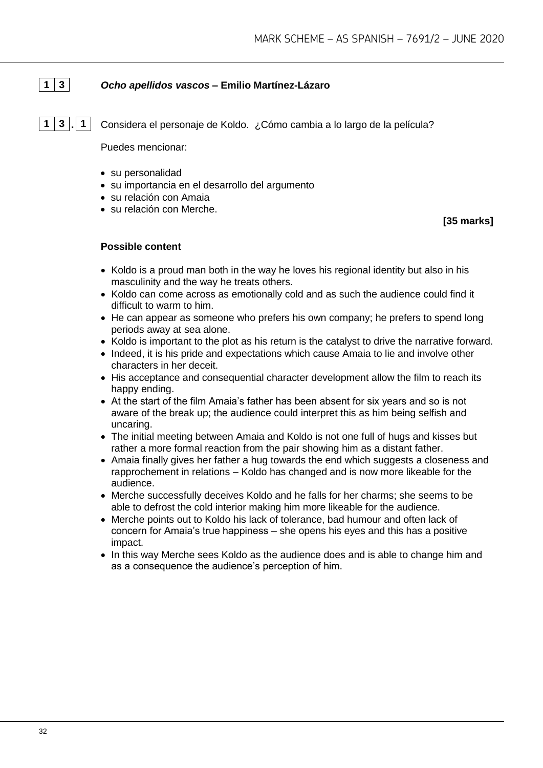## 1 3 *Ocho apellidos vascos* – Emilio Martínez-Lázaro

**1 3 . 1** Considera el personaje de Koldo. ¿Cómo cambia a lo largo de la película?

Puedes mencionar:

- su personalidad
- su importancia en el desarrollo del argumento
- su relación con Amaia
- su relación con Merche.

**[35 marks]**

**Possible content**

- Koldo is a proud man both in the way he loves his regional identity but also in his masculinity and the way he treats others.
- Koldo can come across as emotionally cold and as such the audience could find it difficult to warm to him.
- He can appear as someone who prefers his own company; he prefers to spend long periods away at sea alone.
- Koldo is important to the plot as his return is the catalyst to drive the narrative forward.
- Indeed, it is his pride and expectations which cause Amaia to lie and involve other characters in her deceit.
- His acceptance and consequential character development allow the film to reach its happy ending.
- At the start of the film Amaia's father has been absent for six years and so is not aware of the break up; the audience could interpret this as him being selfish and uncaring.
- The initial meeting between Amaia and Koldo is not one full of hugs and kisses but rather a more formal reaction from the pair showing him as a distant father.
- Amaia finally gives her father a hug towards the end which suggests a closeness and rapprochement in relations – Koldo has changed and is now more likeable for the audience.
- Merche successfully deceives Koldo and he falls for her charms; she seems to be able to defrost the cold interior making him more likeable for the audience.
- Merche points out to Koldo his lack of tolerance, bad humour and often lack of concern for Amaia's true happiness – she opens his eyes and this has a positive impact.
- In this way Merche sees Koldo as the audience does and is able to change him and as a consequence the audience's perception of him.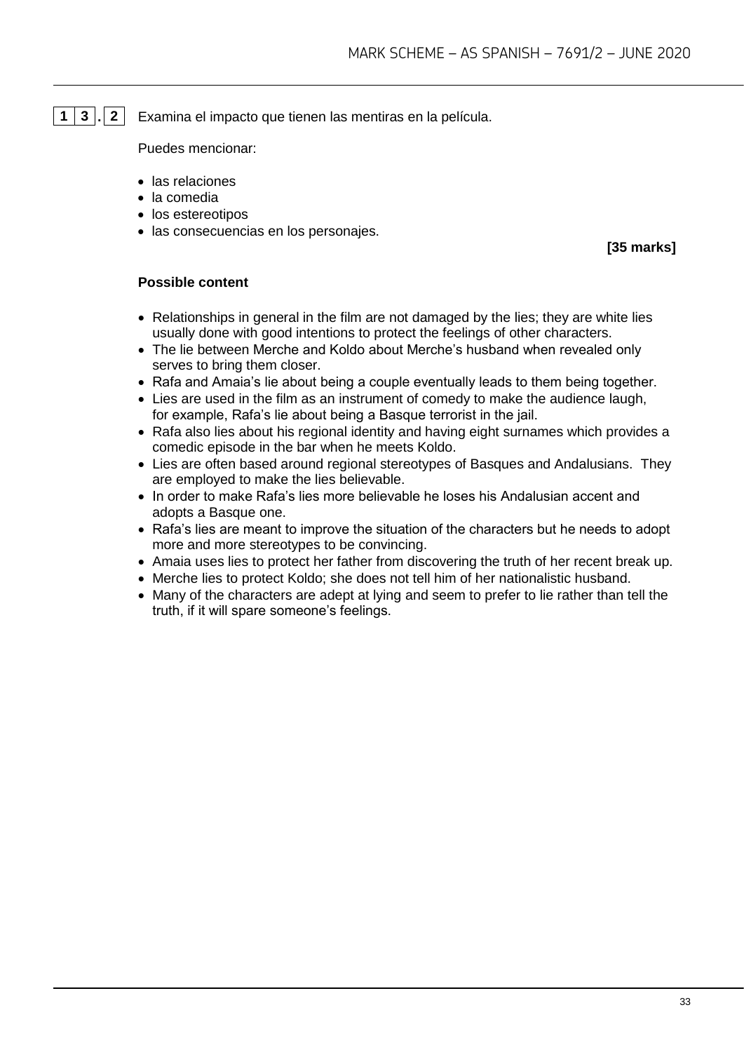**13.2** Examina el impacto que tienen las mentiras en la película.

Puedes mencionar:

- las relaciones
- la comedia
- los estereotipos
- las consecuencias en los personajes.

**[35 marks]**

**Possible content**

- Relationships in general in the film are not damaged by the lies; they are white lies usually done with good intentions to protect the feelings of other characters.
- The lie between Merche and Koldo about Merche's husband when revealed only serves to bring them closer.
- Rafa and Amaia's lie about being a couple eventually leads to them being together.
- Lies are used in the film as an instrument of comedy to make the audience laugh, for example, Rafa's lie about being a Basque terrorist in the jail.
- Rafa also lies about his regional identity and having eight surnames which provides a comedic episode in the bar when he meets Koldo.
- Lies are often based around regional stereotypes of Basques and Andalusians. They are employed to make the lies believable.
- In order to make Rafa's lies more believable he loses his Andalusian accent and adopts a Basque one.
- Rafa's lies are meant to improve the situation of the characters but he needs to adopt more and more stereotypes to be convincing.
- Amaia uses lies to protect her father from discovering the truth of her recent break up.
- Merche lies to protect Koldo; she does not tell him of her nationalistic husband.
- Many of the characters are adept at lying and seem to prefer to lie rather than tell the truth, if it will spare someone's feelings.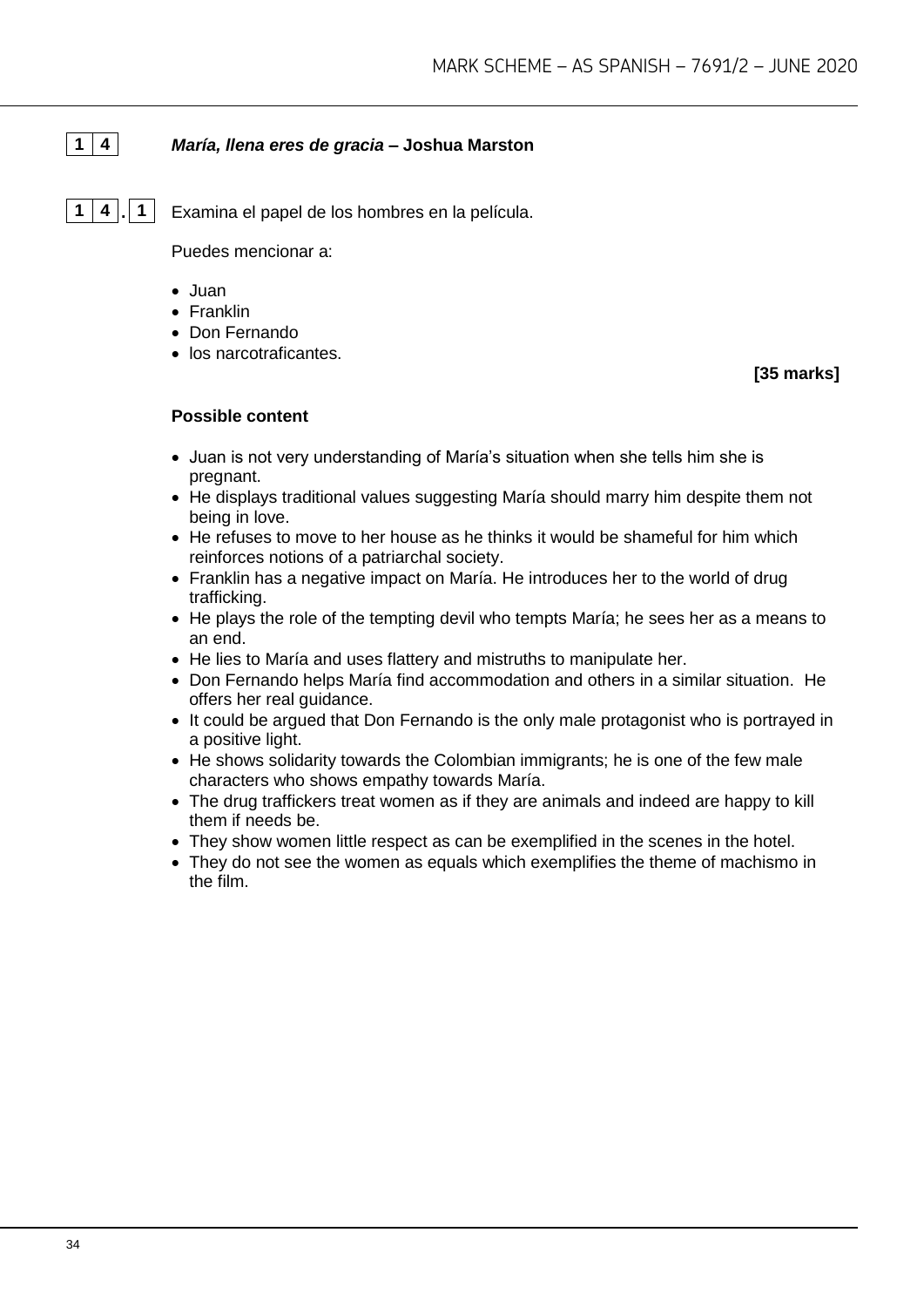**1 4** ***María, llena eres de gracia* – Joshua Marston**

**1 4 . 1** Examina el papel de los hombres en la película.

Puedes mencionar a:

- Juan
- Franklin
- Don Fernando
- los narcotraficantes.

**[35 marks]**

**Possible content**

- Juan is not very understanding of María's situation when she tells him she is pregnant.
- He displays traditional values suggesting María should marry him despite them not being in love.
- He refuses to move to her house as he thinks it would be shameful for him which reinforces notions of a patriarchal society.
- Franklin has a negative impact on María. He introduces her to the world of drug trafficking.
- He plays the role of the tempting devil who tempts María; he sees her as a means to an end.
- He lies to María and uses flattery and mistruths to manipulate her.
- Don Fernando helps María find accommodation and others in a similar situation. He offers her real guidance.
- It could be argued that Don Fernando is the only male protagonist who is portrayed in a positive light.
- He shows solidarity towards the Colombian immigrants; he is one of the few male characters who shows empathy towards María.
- The drug traffickers treat women as if they are animals and indeed are happy to kill them if needs be.
- They show women little respect as can be exemplified in the scenes in the hotel.
- They do not see the women as equals which exemplifies the theme of machismo in the film.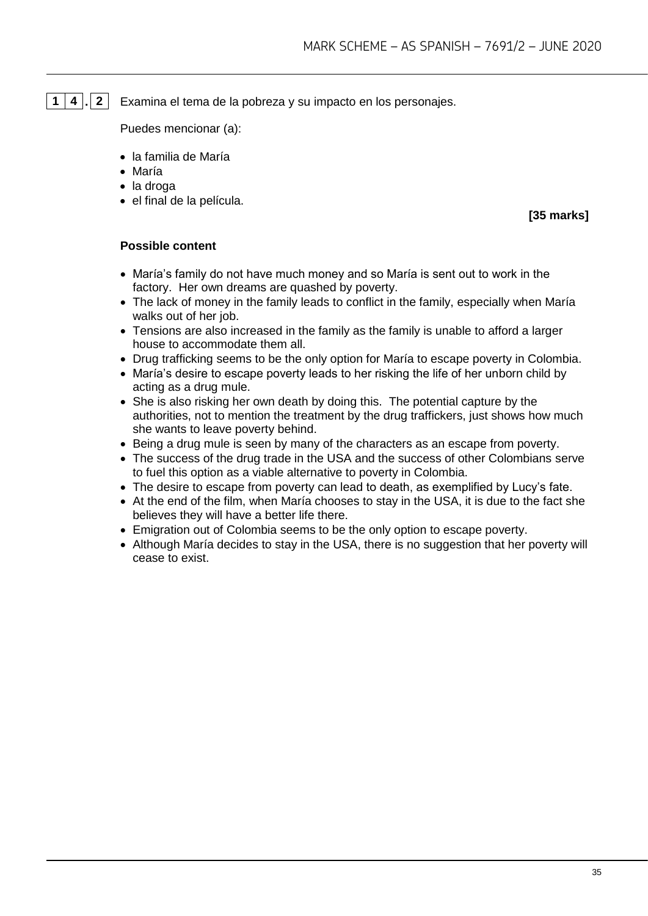**14.2** Examina el tema de la pobreza y su impacto en los personajes.

Puedes mencionar (a):

- la familia de María
- María
- la droga
- el final de la película.

**[35 marks]**

**Possible content**

- María's family do not have much money and so María is sent out to work in the factory. Her own dreams are quashed by poverty.
- The lack of money in the family leads to conflict in the family, especially when María walks out of her job.
- Tensions are also increased in the family as the family is unable to afford a larger house to accommodate them all.
- Drug trafficking seems to be the only option for María to escape poverty in Colombia.
- María's desire to escape poverty leads to her risking the life of her unborn child by acting as a drug mule.
- She is also risking her own death by doing this. The potential capture by the authorities, not to mention the treatment by the drug traffickers, just shows how much she wants to leave poverty behind.
- Being a drug mule is seen by many of the characters as an escape from poverty.
- The success of the drug trade in the USA and the success of other Colombians serve to fuel this option as a viable alternative to poverty in Colombia.
- The desire to escape from poverty can lead to death, as exemplified by Lucy's fate.
- At the end of the film, when María chooses to stay in the USA, it is due to the fact she believes they will have a better life there.
- Emigration out of Colombia seems to be the only option to escape poverty.
- Although María decides to stay in the USA, there is no suggestion that her poverty will cease to exist.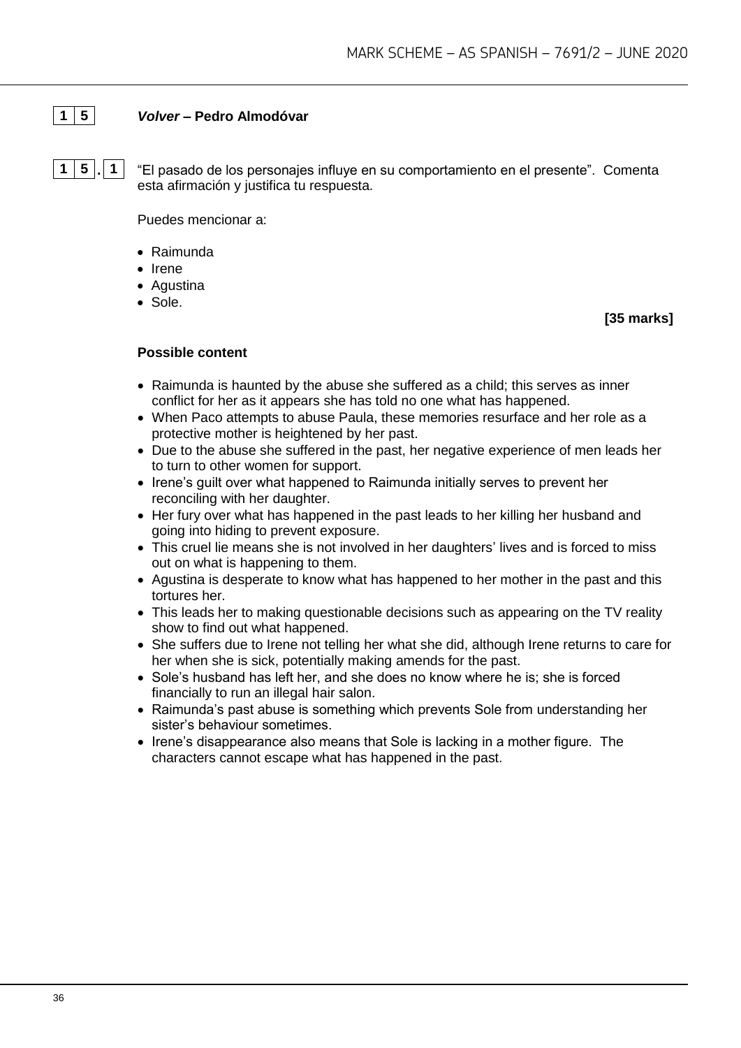## 1 5 *Volver* – Pedro Almodóvar

**1 5 . 1** "El pasado de los personajes influye en su comportamiento en el presente". Comenta esta afirmación y justifica tu respuesta.

Puedes mencionar a:

- Raimunda
- Irene
- Agustina
- Sole.

**[35 marks]**

**Possible content**

- Raimunda is haunted by the abuse she suffered as a child; this serves as inner conflict for her as it appears she has told no one what has happened.
- When Paco attempts to abuse Paula, these memories resurface and her role as a protective mother is heightened by her past.
- Due to the abuse she suffered in the past, her negative experience of men leads her to turn to other women for support.
- Irene's guilt over what happened to Raimunda initially serves to prevent her reconciling with her daughter.
- Her fury over what has happened in the past leads to her killing her husband and going into hiding to prevent exposure.
- This cruel lie means she is not involved in her daughters' lives and is forced to miss out on what is happening to them.
- Agustina is desperate to know what has happened to her mother in the past and this tortures her.
- This leads her to making questionable decisions such as appearing on the TV reality show to find out what happened.
- She suffers due to Irene not telling her what she did, although Irene returns to care for her when she is sick, potentially making amends for the past.
- Sole's husband has left her, and she does no know where he is; she is forced financially to run an illegal hair salon.
- Raimunda's past abuse is something which prevents Sole from understanding her sister's behaviour sometimes.
- Irene's disappearance also means that Sole is lacking in a mother figure. The characters cannot escape what has happened in the past.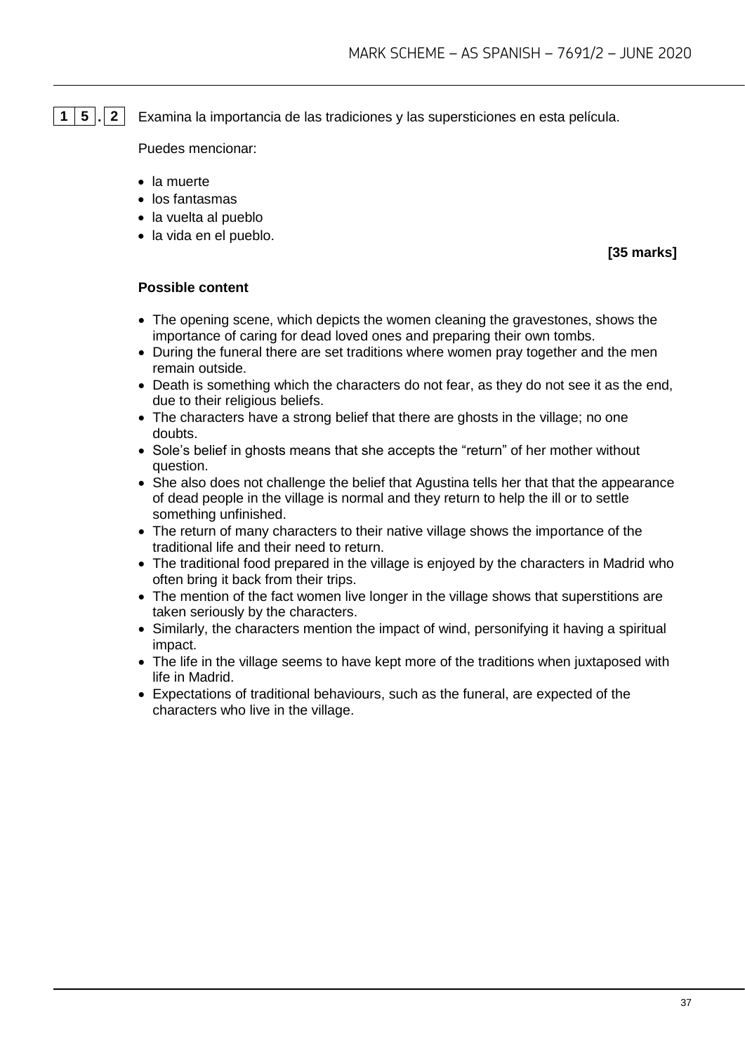**1 5 . 2** Examina la importancia de las tradiciones y las supersticiones en esta película.

Puedes mencionar:

- la muerte
- los fantasmas
- la vuelta al pueblo
- la vida en el pueblo.

**[35 marks]**

**Possible content**

- The opening scene, which depicts the women cleaning the gravestones, shows the importance of caring for dead loved ones and preparing their own tombs.
- During the funeral there are set traditions where women pray together and the men remain outside.
- Death is something which the characters do not fear, as they do not see it as the end, due to their religious beliefs.
- The characters have a strong belief that there are ghosts in the village; no one doubts.
- Sole's belief in ghosts means that she accepts the "return" of her mother without question.
- She also does not challenge the belief that Agustina tells her that that the appearance of dead people in the village is normal and they return to help the ill or to settle something unfinished.
- The return of many characters to their native village shows the importance of the traditional life and their need to return.
- The traditional food prepared in the village is enjoyed by the characters in Madrid who often bring it back from their trips.
- The mention of the fact women live longer in the village shows that superstitions are taken seriously by the characters.
- Similarly, the characters mention the impact of wind, personifying it having a spiritual impact.
- The life in the village seems to have kept more of the traditions when juxtaposed with life in Madrid.
- Expectations of traditional behaviours, such as the funeral, are expected of the characters who live in the village.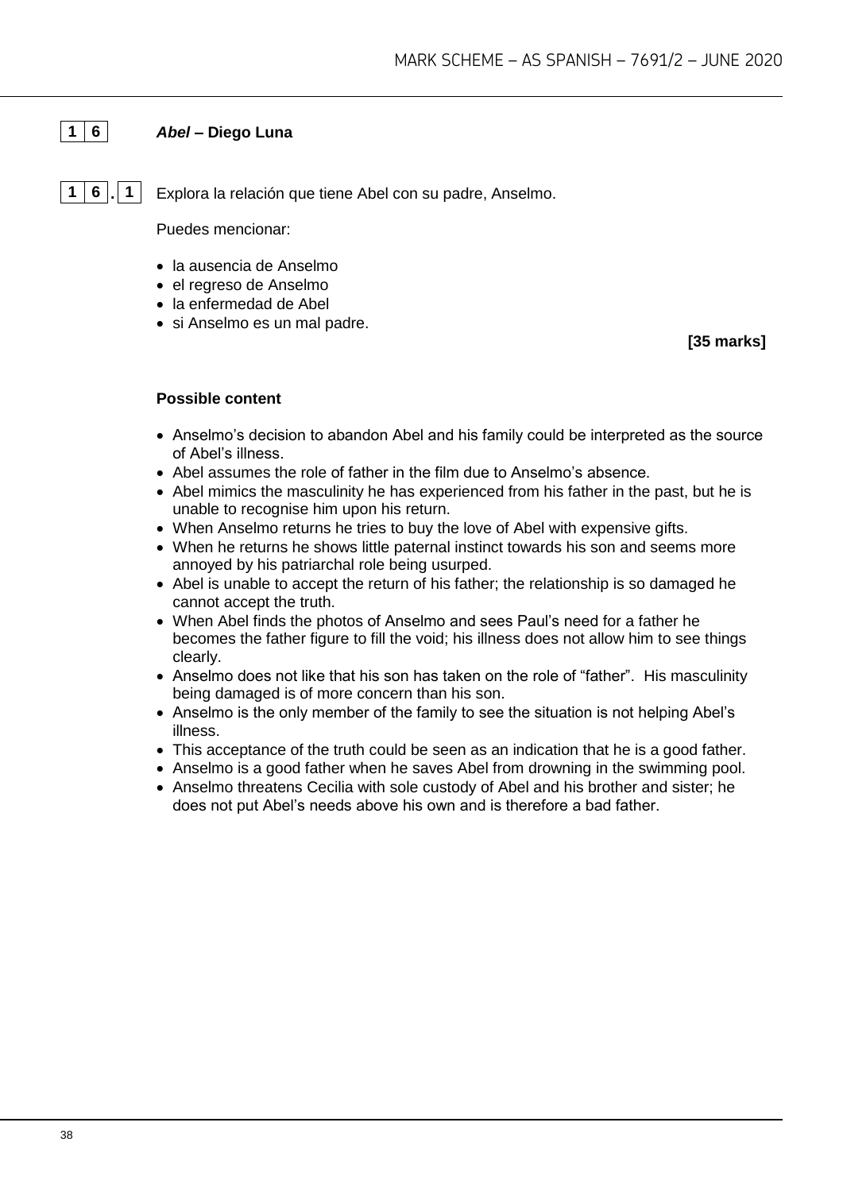## 1 6 *Abel* – Diego Luna

**1 6 . 1** Explora la relación que tiene Abel con su padre, Anselmo.

Puedes mencionar:

- la ausencia de Anselmo
- el regreso de Anselmo
- la enfermedad de Abel
- si Anselmo es un mal padre.

**[35 marks]**

**Possible content**

- Anselmo's decision to abandon Abel and his family could be interpreted as the source of Abel's illness.
- Abel assumes the role of father in the film due to Anselmo's absence.
- Abel mimics the masculinity he has experienced from his father in the past, but he is unable to recognise him upon his return.
- When Anselmo returns he tries to buy the love of Abel with expensive gifts.
- When he returns he shows little paternal instinct towards his son and seems more annoyed by his patriarchal role being usurped.
- Abel is unable to accept the return of his father; the relationship is so damaged he cannot accept the truth.
- When Abel finds the photos of Anselmo and sees Paul's need for a father he becomes the father figure to fill the void; his illness does not allow him to see things clearly.
- Anselmo does not like that his son has taken on the role of "father". His masculinity being damaged is of more concern than his son.
- Anselmo is the only member of the family to see the situation is not helping Abel's illness.
- This acceptance of the truth could be seen as an indication that he is a good father.
- Anselmo is a good father when he saves Abel from drowning in the swimming pool.
- Anselmo threatens Cecilia with sole custody of Abel and his brother and sister; he does not put Abel's needs above his own and is therefore a bad father.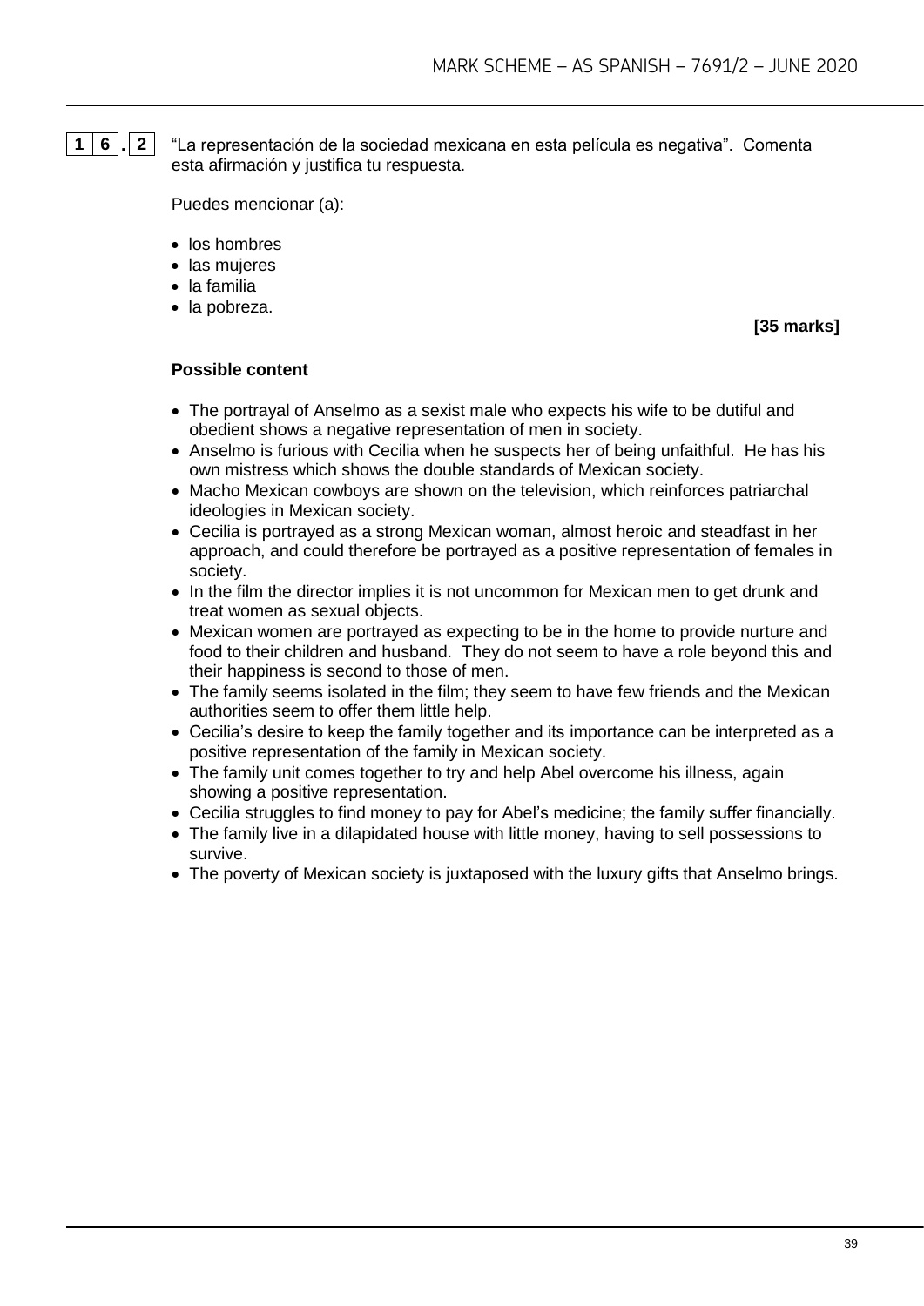**16.2** "La representación de la sociedad mexicana en esta película es negativa". Comenta esta afirmación y justifica tu respuesta.

Puedes mencionar (a):

- los hombres
- las mujeres
- la familia
- la pobreza.

**[35 marks]**

**Possible content**

- The portrayal of Anselmo as a sexist male who expects his wife to be dutiful and obedient shows a negative representation of men in society.
- Anselmo is furious with Cecilia when he suspects her of being unfaithful. He has his own mistress which shows the double standards of Mexican society.
- Macho Mexican cowboys are shown on the television, which reinforces patriarchal ideologies in Mexican society.
- Cecilia is portrayed as a strong Mexican woman, almost heroic and steadfast in her approach, and could therefore be portrayed as a positive representation of females in society.
- In the film the director implies it is not uncommon for Mexican men to get drunk and treat women as sexual objects.
- Mexican women are portrayed as expecting to be in the home to provide nurture and food to their children and husband. They do not seem to have a role beyond this and their happiness is second to those of men.
- The family seems isolated in the film; they seem to have few friends and the Mexican authorities seem to offer them little help.
- Cecilia's desire to keep the family together and its importance can be interpreted as a positive representation of the family in Mexican society.
- The family unit comes together to try and help Abel overcome his illness, again showing a positive representation.
- Cecilia struggles to find money to pay for Abel's medicine; the family suffer financially.
- The family live in a dilapidated house with little money, having to sell possessions to survive.
- The poverty of Mexican society is juxtaposed with the luxury gifts that Anselmo brings.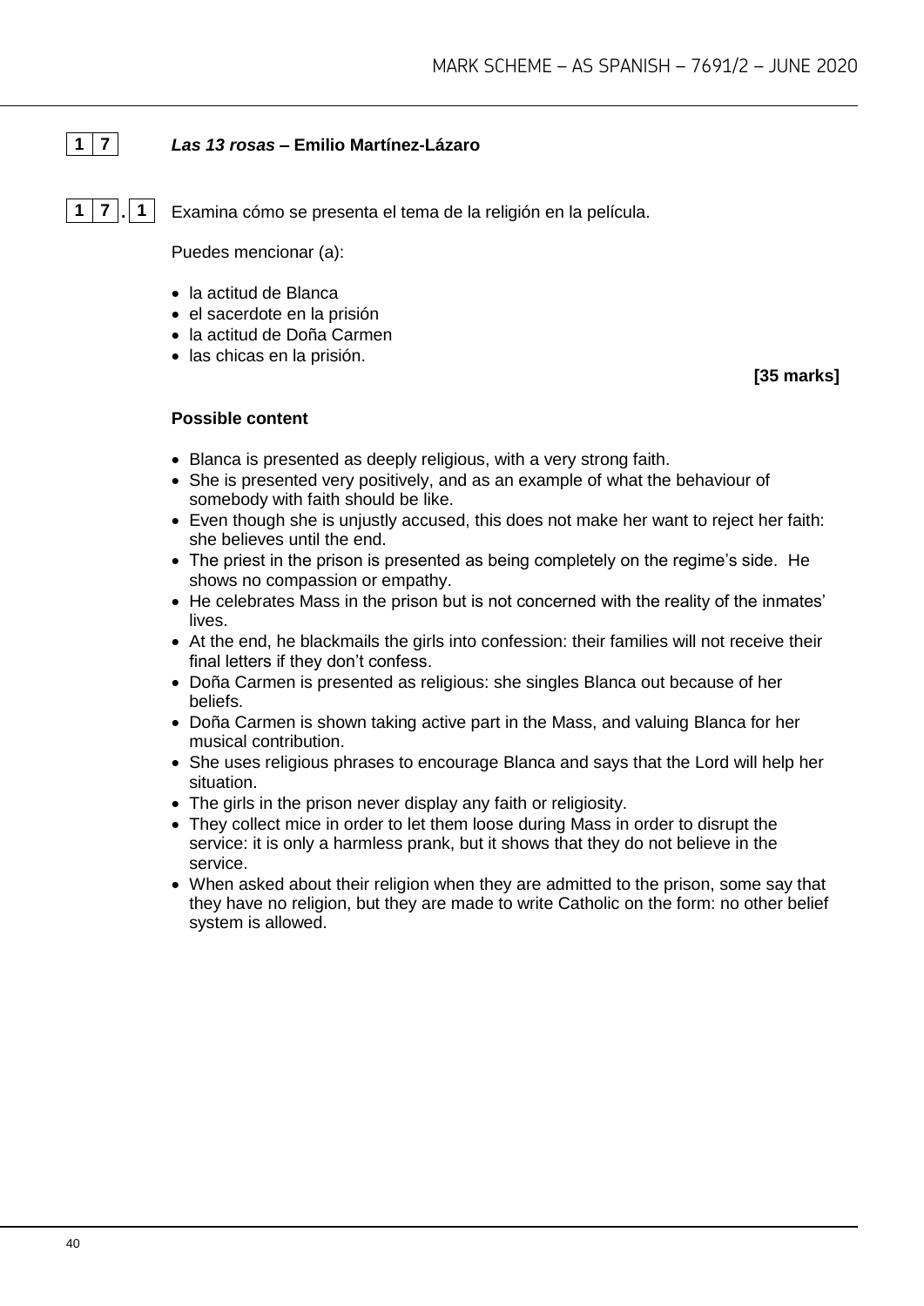## 1 7 *Las 13 rosas* – Emilio Martínez-Lázaro

**1 7 . 1** Examina cómo se presenta el tema de la religión en la película.

Puedes mencionar (a):

- la actitud de Blanca
- el sacerdote en la prisión
- la actitud de Doña Carmen
- las chicas en la prisión.

**[35 marks]**

**Possible content**

- Blanca is presented as deeply religious, with a very strong faith.
- She is presented very positively, and as an example of what the behaviour of somebody with faith should be like.
- Even though she is unjustly accused, this does not make her want to reject her faith: she believes until the end.
- The priest in the prison is presented as being completely on the regime's side. He shows no compassion or empathy.
- He celebrates Mass in the prison but is not concerned with the reality of the inmates' lives.
- At the end, he blackmails the girls into confession: their families will not receive their final letters if they don't confess.
- Doña Carmen is presented as religious: she singles Blanca out because of her beliefs.
- Doña Carmen is shown taking active part in the Mass, and valuing Blanca for her musical contribution.
- She uses religious phrases to encourage Blanca and says that the Lord will help her situation.
- The girls in the prison never display any faith or religiosity.
- They collect mice in order to let them loose during Mass in order to disrupt the service: it is only a harmless prank, but it shows that they do not believe in the service.
- When asked about their religion when they are admitted to the prison, some say that they have no religion, but they are made to write Catholic on the form: no other belief system is allowed.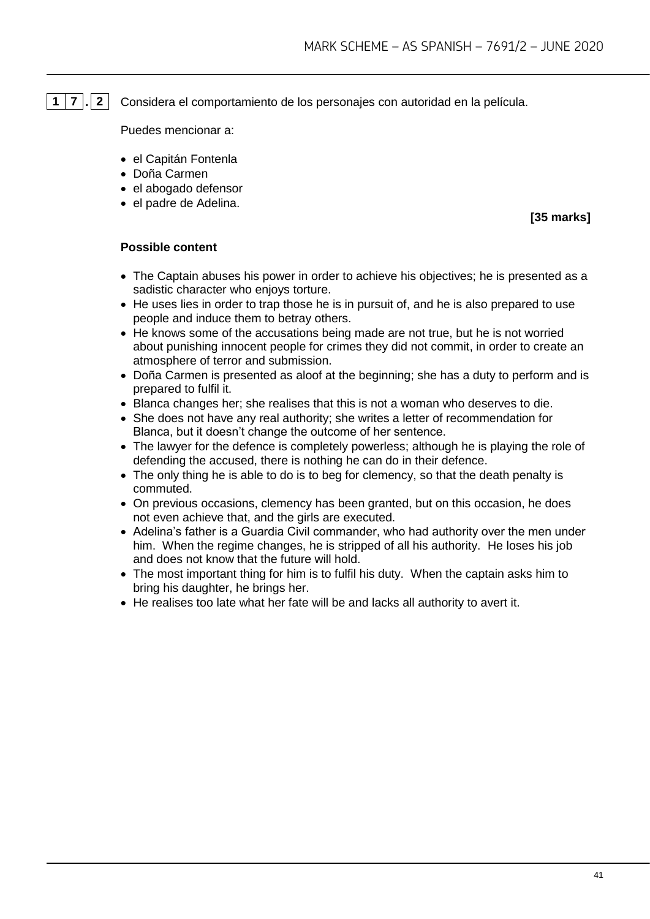**17.2** Considera el comportamiento de los personajes con autoridad en la película.

Puedes mencionar a:

- el Capitán Fontenla
- Doña Carmen
- el abogado defensor
- el padre de Adelina.

**[35 marks]**

**Possible content**

- The Captain abuses his power in order to achieve his objectives; he is presented as a sadistic character who enjoys torture.
- He uses lies in order to trap those he is in pursuit of, and he is also prepared to use people and induce them to betray others.
- He knows some of the accusations being made are not true, but he is not worried about punishing innocent people for crimes they did not commit, in order to create an atmosphere of terror and submission.
- Doña Carmen is presented as aloof at the beginning; she has a duty to perform and is prepared to fulfil it.
- Blanca changes her; she realises that this is not a woman who deserves to die.
- She does not have any real authority; she writes a letter of recommendation for Blanca, but it doesn't change the outcome of her sentence.
- The lawyer for the defence is completely powerless; although he is playing the role of defending the accused, there is nothing he can do in their defence.
- The only thing he is able to do is to beg for clemency, so that the death penalty is commuted.
- On previous occasions, clemency has been granted, but on this occasion, he does not even achieve that, and the girls are executed.
- Adelina's father is a Guardia Civil commander, who had authority over the men under him. When the regime changes, he is stripped of all his authority. He loses his job and does not know that the future will hold.
- The most important thing for him is to fulfil his duty. When the captain asks him to bring his daughter, he brings her.
- He realises too late what her fate will be and lacks all authority to avert it.